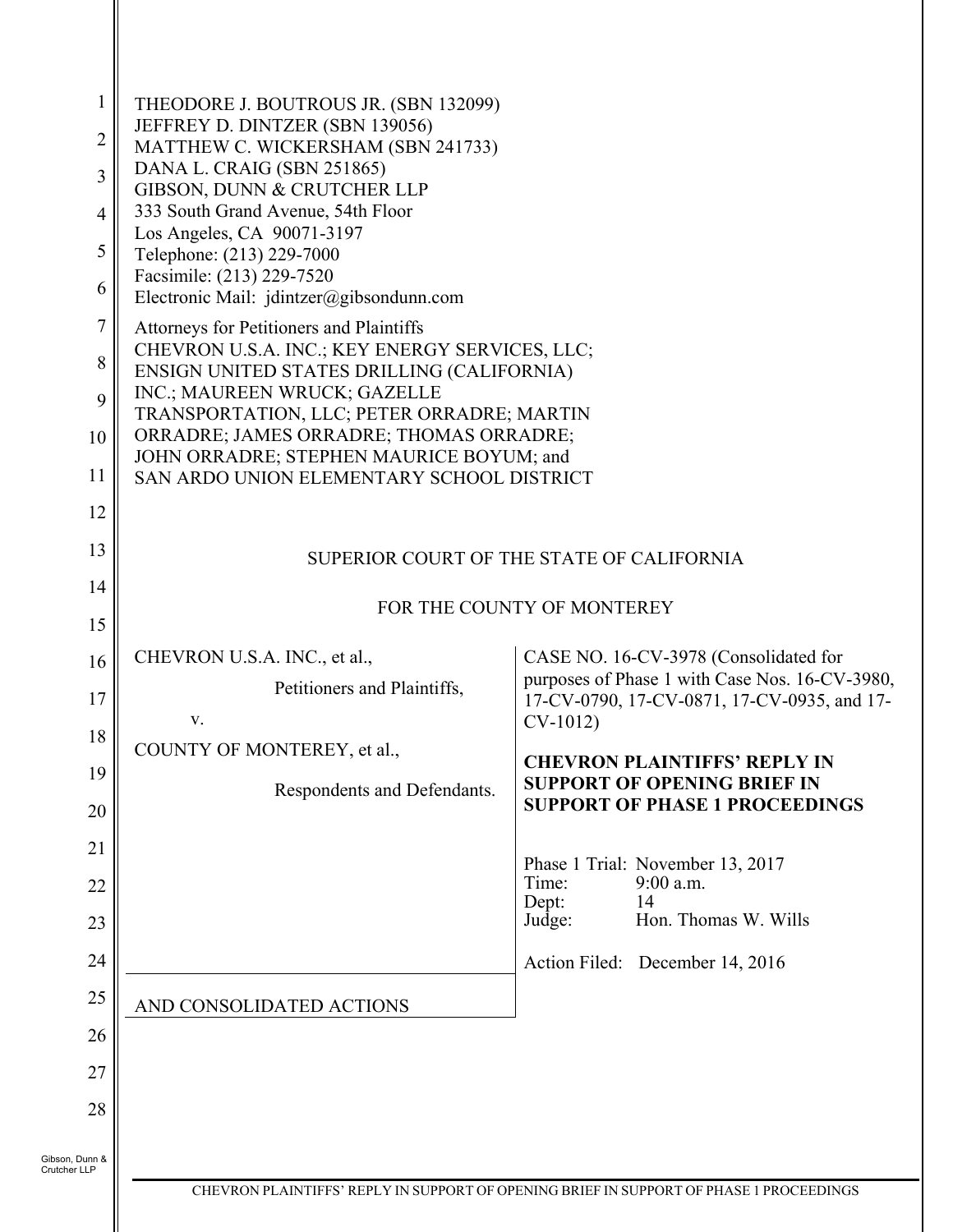THEODORE J. BOUTROUS JR. (SBN 132099)
JEFFREY D. DINTZER (SBN 139056)
MATTHEW C. WICKERSHAM (SBN 241733)
DANA L. CRAIG (SBN 251865)
GIBSON, DUNN & CRUTCHER LLP
333 South Grand Avenue, 54th Floor
Los Angeles, CA 90071-3197
Telephone: (213) 229-7000
Facsimile: (213) 229-7520
Electronic Mail: jdintzer@gibsondunn.com

Attorneys for Petitioners and Plaintiffs
CHEVRON U.S.A. INC.; KEY ENERGY SERVICES, LLC; ENSIGN UNITED STATES DRILLING (CALIFORNIA) INC.; MAUREEN WRUCK; GAZELLE TRANSPORTATION, LLC; PETER ORRADRE; MARTIN ORRADRE; JAMES ORRADRE; THOMAS ORRADRE; JOHN ORRADRE; STEPHEN MAURICE BOYUM; and SAN ARDO UNION ELEMENTARY SCHOOL DISTRICT

SUPERIOR COURT OF THE STATE OF CALIFORNIA

FOR THE COUNTY OF MONTEREY

| | |
|---|---|
| CHEVRON U.S.A. INC., et al.,<br><br>Petitioners and Plaintiffs,<br><br>v.<br><br>COUNTY OF MONTEREY, et al.,<br><br>Respondents and Defendants.<br><br>AND CONSOLIDATED ACTIONS | CASE NO. 16-CV-3978 (Consolidated for purposes of Phase 1 with Case Nos. 16-CV-3980, 17-CV-0790, 17-CV-0871, 17-CV-0935, and 17-CV-1012)<br><br>**CHEVRON PLAINTIFFS' REPLY IN SUPPORT OF OPENING BRIEF IN SUPPORT OF PHASE 1 PROCEEDINGS**<br><br>Phase 1 Trial: November 13, 2017<br>Time: 9:00 a.m.<br>Dept: 14<br>Judge: Hon. Thomas W. Wills<br><br>Action Filed: December 14, 2016 |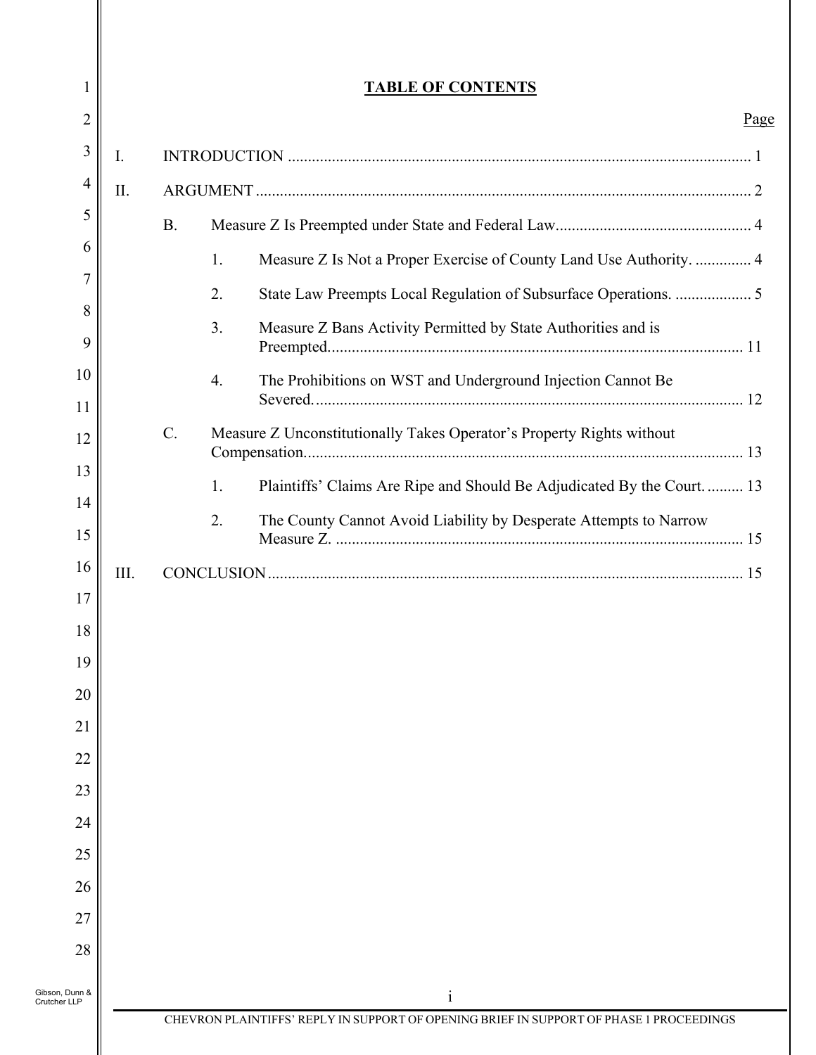# TABLE OF CONTENTS

Page

I. INTRODUCTION ........................................................................................................... 1

II. ARGUMENT ................................................................................................................ 2

B. Measure Z Is Preempted under State and Federal Law.................................................. 4

1. Measure Z Is Not a Proper Exercise of County Land Use Authority. .............. 4

2. State Law Preempts Local Regulation of Subsurface Operations. ................... 5

3. Measure Z Bans Activity Permitted by State Authorities and is Preempted......................................................................................................... 11

4. The Prohibitions on WST and Underground Injection Cannot Be Severed.............................................................................................................. 12

C. Measure Z Unconstitutionally Takes Operator's Property Rights without Compensation.............................................................................................................. 13

1. Plaintiffs' Claims Are Ripe and Should Be Adjudicated By the Court. ......... 13

2. The County Cannot Avoid Liability by Desperate Attempts to Narrow Measure Z. ..................................................................................................... 15

III. CONCLUSION ............................................................................................................ 15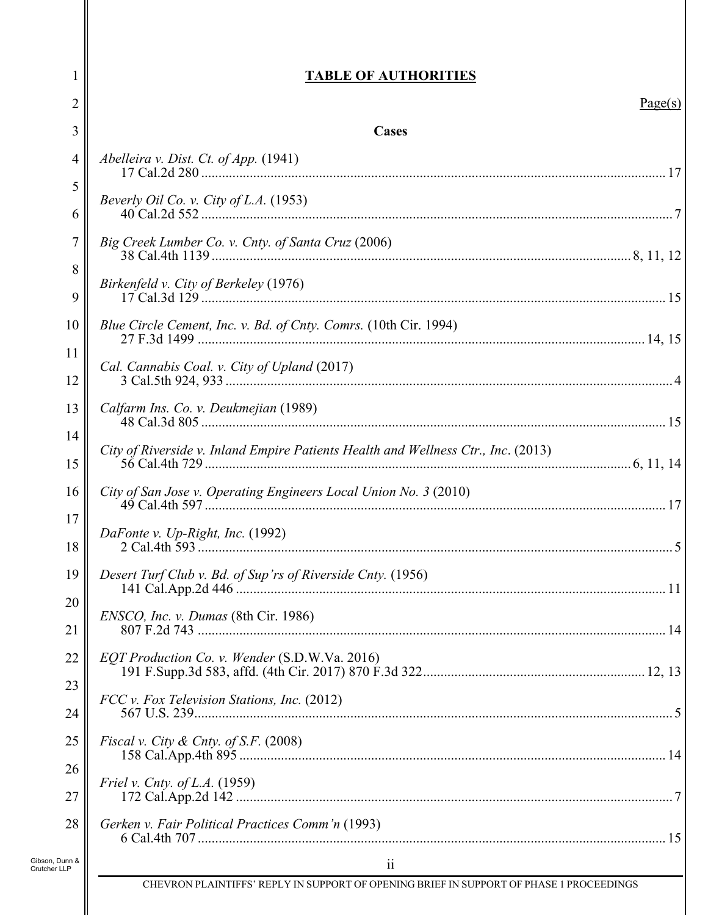## TABLE OF AUTHORITIES

Page(s)

### Cases

*Abelleira v. Dist. Ct. of App.* (1941)
17 Cal.2d 280 ........................................................................................................................ 17

*Beverly Oil Co. v. City of L.A.* (1953)
40 Cal.2d 552 .......................................................................................................................... 7

*Big Creek Lumber Co. v. Cnty. of Santa Cruz* (2006)
38 Cal.4th 1139 ........................................................................................................... 8, 11, 12

*Birkenfeld v. City of Berkeley* (1976)
17 Cal.3d 129 ........................................................................................................................ 15

*Blue Circle Cement, Inc. v. Bd. of Cnty. Comrs.* (10th Cir. 1994)
27 F.3d 1499 .................................................................................................................... 14, 15

*Cal. Cannabis Coal. v. City of Upland* (2017)
3 Cal.5th 924, 933 ................................................................................................................... 4

*Calfarm Ins. Co. v. Deukmejian* (1989)
48 Cal.3d 805 ........................................................................................................................ 15

*City of Riverside v. Inland Empire Patients Health and Wellness Ctr., Inc.* (2013)
56 Cal.4th 729 ............................................................................................................. 6, 11, 14

*City of San Jose v. Operating Engineers Local Union No. 3* (2010)
49 Cal.4th 597 ....................................................................................................................... 17

*DaFonte v. Up-Right, Inc.* (1992)
2 Cal.4th 593 ........................................................................................................................... 5

*Desert Turf Club v. Bd. of Sup'rs of Riverside Cnty.* (1956)
141 Cal.App.2d 446 ............................................................................................................... 11

*ENSCO, Inc. v. Dumas* (8th Cir. 1986)
807 F.2d 743 ......................................................................................................................... 14

*EQT Production Co. v. Wender* (S.D.W.Va. 2016)
191 F.Supp.3d 583, affd. (4th Cir. 2017) 870 F.3d 322 ................................................. 12, 13

*FCC v. Fox Television Stations, Inc.* (2012)
567 U.S. 239 ............................................................................................................................ 5

*Fiscal v. City & Cnty. of S.F.* (2008)
158 Cal.App.4th 895 ............................................................................................................. 14

*Friel v. Cnty. of L.A.* (1959)
172 Cal.App.2d 142 ................................................................................................................ 7

*Gerken v. Fair Political Practices Comm'n* (1993)
6 Cal.4th 707 ......................................................................................................................... 15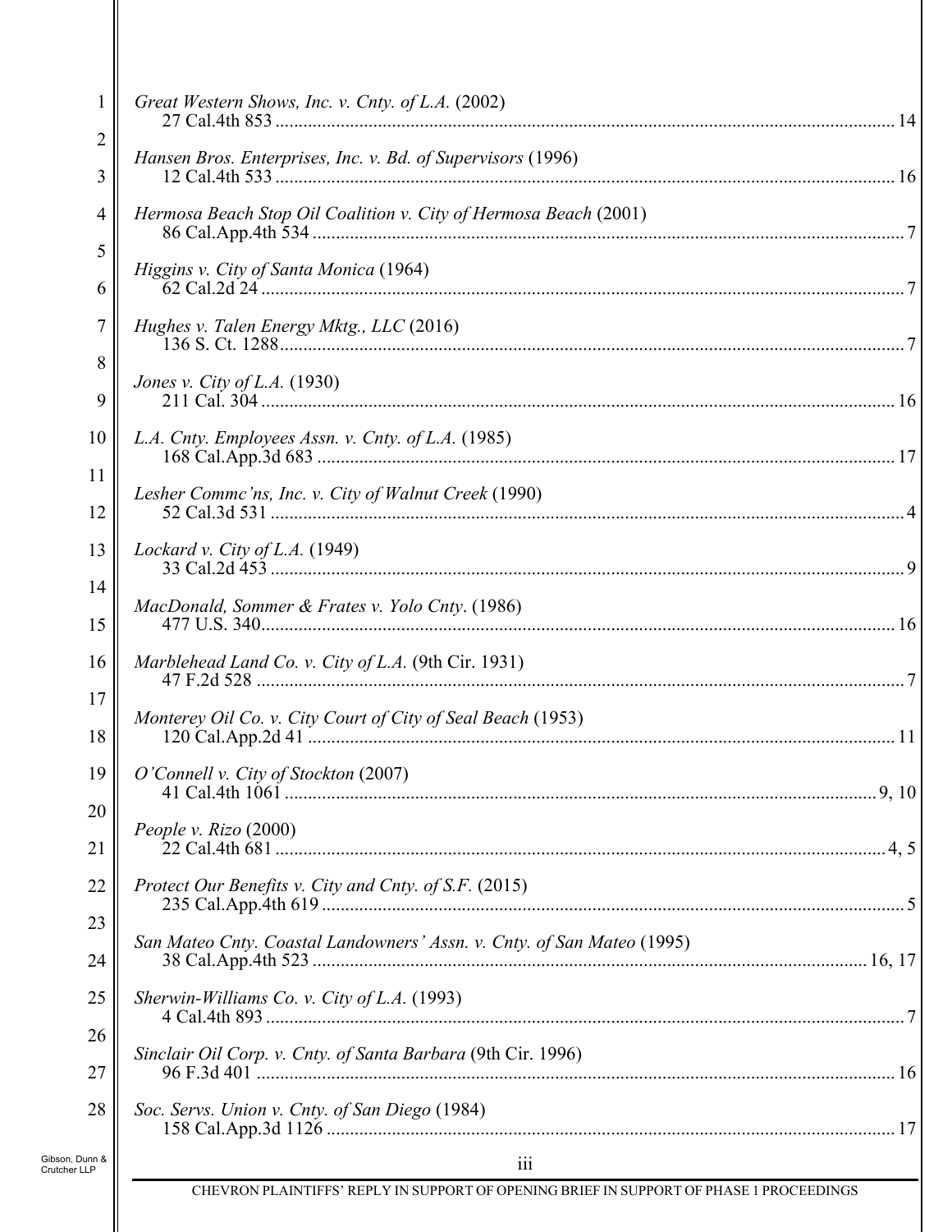*Great Western Shows, Inc. v. Cnty. of L.A.* (2002)
27 Cal.4th 853 .......... 14

*Hansen Bros. Enterprises, Inc. v. Bd. of Supervisors* (1996)
12 Cal.4th 533 .......... 16

*Hermosa Beach Stop Oil Coalition v. City of Hermosa Beach* (2001)
86 Cal.App.4th 534 .......... 7

*Higgins v. City of Santa Monica* (1964)
62 Cal.2d 24 .......... 7

*Hughes v. Talen Energy Mktg., LLC* (2016)
136 S. Ct. 1288 .......... 7

*Jones v. City of L.A.* (1930)
211 Cal. 304 .......... 16

*L.A. Cnty. Employees Assn. v. Cnty. of L.A.* (1985)
168 Cal.App.3d 683 .......... 17

*Lesher Commc'ns, Inc. v. City of Walnut Creek* (1990)
52 Cal.3d 531 .......... 4

*Lockard v. City of L.A.* (1949)
33 Cal.2d 453 .......... 9

*MacDonald, Sommer & Frates v. Yolo Cnty*. (1986)
477 U.S. 340 .......... 16

*Marblehead Land Co. v. City of L.A.* (9th Cir. 1931)
47 F.2d 528 .......... 7

*Monterey Oil Co. v. City Court of City of Seal Beach* (1953)
120 Cal.App.2d 41 .......... 11

*O'Connell v. City of Stockton* (2007)
41 Cal.4th 1061 .......... 9, 10

*People v. Rizo* (2000)
22 Cal.4th 681 .......... 4, 5

*Protect Our Benefits v. City and Cnty. of S.F.* (2015)
235 Cal.App.4th 619 .......... 5

*San Mateo Cnty. Coastal Landowners' Assn. v. Cnty. of San Mateo* (1995)
38 Cal.App.4th 523 .......... 16, 17

*Sherwin-Williams Co. v. City of L.A.* (1993)
4 Cal.4th 893 .......... 7

*Sinclair Oil Corp. v. Cnty. of Santa Barbara* (9th Cir. 1996)
96 F.3d 401 .......... 16

*Soc. Servs. Union v. Cnty. of San Diego* (1984)
158 Cal.App.3d 1126 .......... 17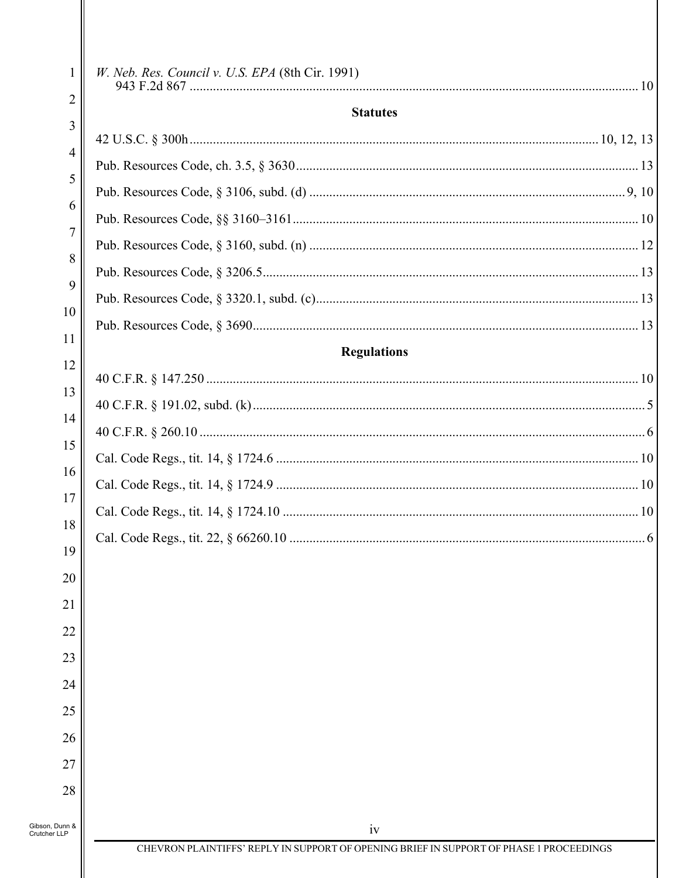*W. Neb. Res. Council v. U.S. EPA* (8th Cir. 1991)
943 F.2d 867 ........................................................................ 10

**Statutes**

42 U.S.C. § 300h ........................................................................ 10, 12, 13

Pub. Resources Code, ch. 3.5, § 3630 ........................................................................ 13

Pub. Resources Code, § 3106, subd. (d) ........................................................................ 9, 10

Pub. Resources Code, §§ 3160–3161 ........................................................................ 10

Pub. Resources Code, § 3160, subd. (n) ........................................................................ 12

Pub. Resources Code, § 3206.5 ........................................................................ 13

Pub. Resources Code, § 3320.1, subd. (c) ........................................................................ 13

Pub. Resources Code, § 3690 ........................................................................ 13

**Regulations**

40 C.F.R. § 147.250 ........................................................................ 10

40 C.F.R. § 191.02, subd. (k) ........................................................................ 5

40 C.F.R. § 260.10 ........................................................................ 6

Cal. Code Regs., tit. 14, § 1724.6 ........................................................................ 10

Cal. Code Regs., tit. 14, § 1724.9 ........................................................................ 10

Cal. Code Regs., tit. 14, § 1724.10 ........................................................................ 10

Cal. Code Regs., tit. 22, § 66260.10 ........................................................................ 6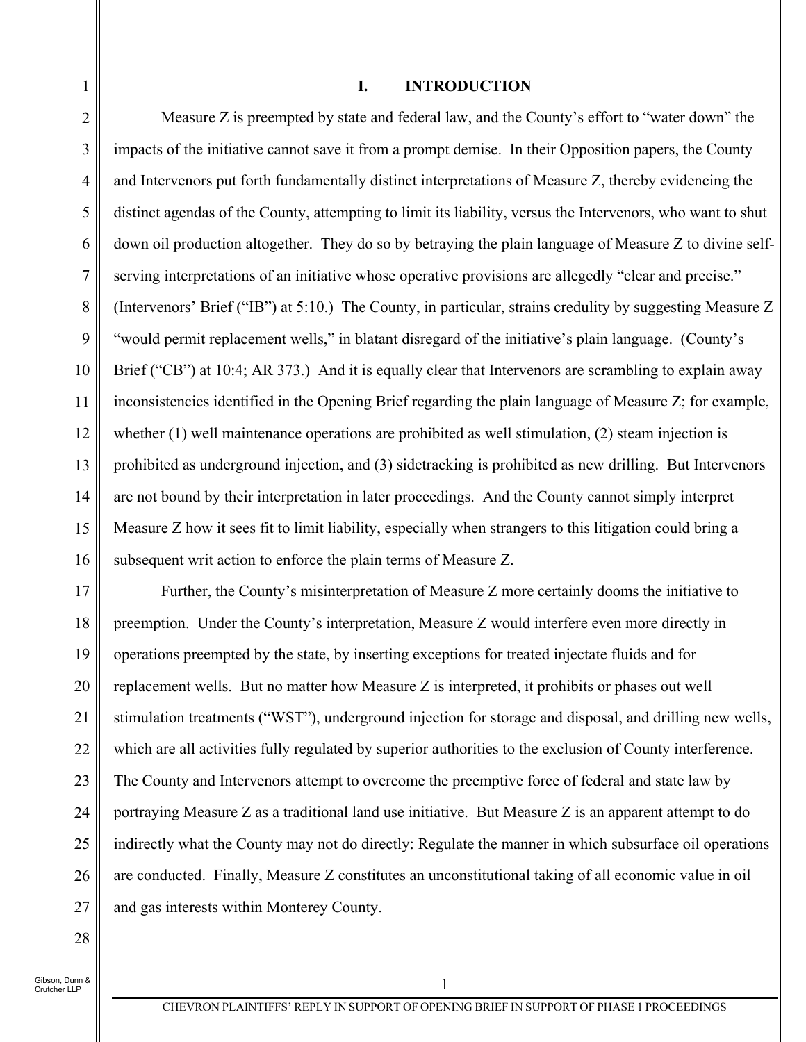# I. INTRODUCTION

Measure Z is preempted by state and federal law, and the County's effort to "water down" the impacts of the initiative cannot save it from a prompt demise. In their Opposition papers, the County and Intervenors put forth fundamentally distinct interpretations of Measure Z, thereby evidencing the distinct agendas of the County, attempting to limit its liability, versus the Intervenors, who want to shut down oil production altogether. They do so by betraying the plain language of Measure Z to divine self-serving interpretations of an initiative whose operative provisions are allegedly "clear and precise." (Intervenors' Brief ("IB") at 5:10.) The County, in particular, strains credulity by suggesting Measure Z "would permit replacement wells," in blatant disregard of the initiative's plain language. (County's Brief ("CB") at 10:4; AR 373.) And it is equally clear that Intervenors are scrambling to explain away inconsistencies identified in the Opening Brief regarding the plain language of Measure Z; for example, whether (1) well maintenance operations are prohibited as well stimulation, (2) steam injection is prohibited as underground injection, and (3) sidetracking is prohibited as new drilling. But Intervenors are not bound by their interpretation in later proceedings. And the County cannot simply interpret Measure Z how it sees fit to limit liability, especially when strangers to this litigation could bring a subsequent writ action to enforce the plain terms of Measure Z.

Further, the County's misinterpretation of Measure Z more certainly dooms the initiative to preemption. Under the County's interpretation, Measure Z would interfere even more directly in operations preempted by the state, by inserting exceptions for treated injectate fluids and for replacement wells. But no matter how Measure Z is interpreted, it prohibits or phases out well stimulation treatments ("WST"), underground injection for storage and disposal, and drilling new wells, which are all activities fully regulated by superior authorities to the exclusion of County interference. The County and Intervenors attempt to overcome the preemptive force of federal and state law by portraying Measure Z as a traditional land use initiative. But Measure Z is an apparent attempt to do indirectly what the County may not do directly: Regulate the manner in which subsurface oil operations are conducted. Finally, Measure Z constitutes an unconstitutional taking of all economic value in oil and gas interests within Monterey County.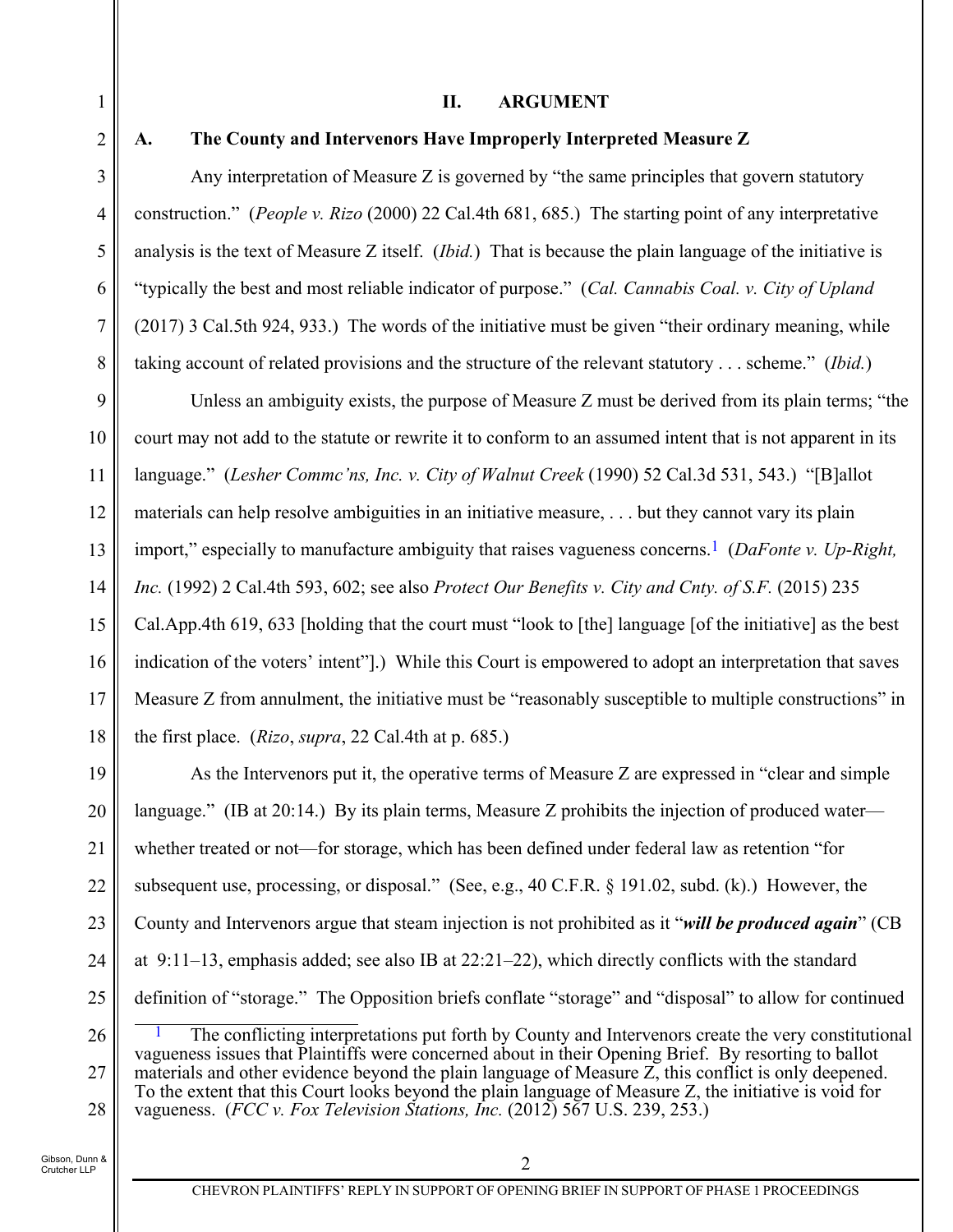## II. ARGUMENT

### A. The County and Intervenors Have Improperly Interpreted Measure Z

Any interpretation of Measure Z is governed by "the same principles that govern statutory construction." (*People v. Rizo* (2000) 22 Cal.4th 681, 685.) The starting point of any interpretative analysis is the text of Measure Z itself. (*Ibid.*) That is because the plain language of the initiative is "typically the best and most reliable indicator of purpose." (*Cal. Cannabis Coal. v. City of Upland* (2017) 3 Cal.5th 924, 933.) The words of the initiative must be given "their ordinary meaning, while taking account of related provisions and the structure of the relevant statutory . . . scheme." (*Ibid.*)

Unless an ambiguity exists, the purpose of Measure Z must be derived from its plain terms; "the court may not add to the statute or rewrite it to conform to an assumed intent that is not apparent in its language." (*Lesher Commc'ns, Inc. v. City of Walnut Creek* (1990) 52 Cal.3d 531, 543.) "[B]allot materials can help resolve ambiguities in an initiative measure, . . . but they cannot vary its plain import," especially to manufacture ambiguity that raises vagueness concerns.[1] (*DaFonte v. Up-Right, Inc.* (1992) 2 Cal.4th 593, 602; see also *Protect Our Benefits v. City and Cnty. of S.F.* (2015) 235 Cal.App.4th 619, 633 [holding that the court must "look to [the] language [of the initiative] as the best indication of the voters' intent"].) While this Court is empowered to adopt an interpretation that saves Measure Z from annulment, the initiative must be "reasonably susceptible to multiple constructions" in the first place. (*Rizo*, *supra*, 22 Cal.4th at p. 685.)

As the Intervenors put it, the operative terms of Measure Z are expressed in "clear and simple language." (IB at 20:14.) By its plain terms, Measure Z prohibits the injection of produced water—whether treated or not—for storage, which has been defined under federal law as retention "for subsequent use, processing, or disposal." (See, e.g., 40 C.F.R. § 191.02, subd. (k).) However, the County and Intervenors argue that steam injection is not prohibited as it "***will be produced again***" (CB at 9:11–13, emphasis added; see also IB at 22:21–22), which directly conflicts with the standard definition of "storage." The Opposition briefs conflate "storage" and "disposal" to allow for continued

[1] The conflicting interpretations put forth by County and Intervenors create the very constitutional vagueness issues that Plaintiffs were concerned about in their Opening Brief. By resorting to ballot materials and other evidence beyond the plain language of Measure Z, this conflict is only deepened. To the extent that this Court looks beyond the plain language of Measure Z, the initiative is void for vagueness. (*FCC v. Fox Television Stations, Inc.* (2012) 567 U.S. 239, 253.)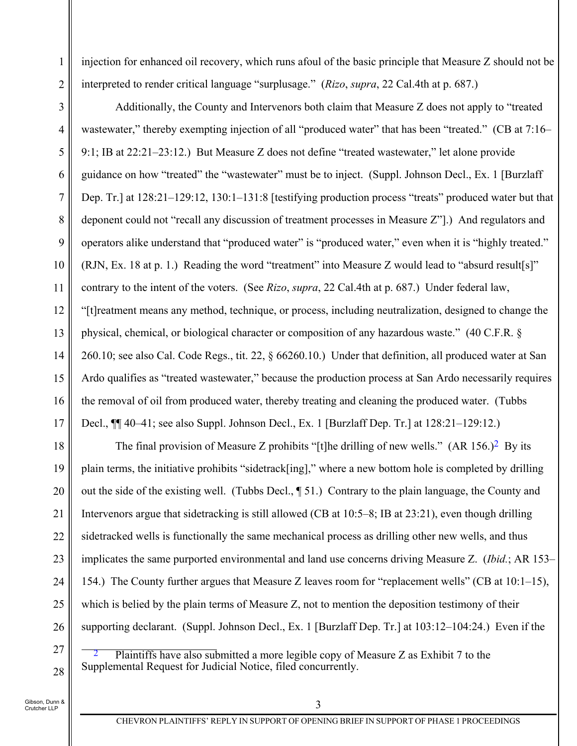injection for enhanced oil recovery, which runs afoul of the basic principle that Measure Z should not be interpreted to render critical language "surplusage." (*Rizo*, *supra*, 22 Cal.4th at p. 687.)

Additionally, the County and Intervenors both claim that Measure Z does not apply to "treated wastewater," thereby exempting injection of all "produced water" that has been "treated." (CB at 7:16–9:1; IB at 22:21–23:12.) But Measure Z does not define "treated wastewater," let alone provide guidance on how "treated" the "wastewater" must be to inject. (Suppl. Johnson Decl., Ex. 1 [Burzlaff Dep. Tr.] at 128:21–129:12, 130:1–131:8 [testifying production process "treats" produced water but that deponent could not "recall any discussion of treatment processes in Measure Z"].) And regulators and operators alike understand that "produced water" is "produced water," even when it is "highly treated." (RJN, Ex. 18 at p. 1.) Reading the word "treatment" into Measure Z would lead to "absurd result[s]" contrary to the intent of the voters. (See *Rizo*, *supra*, 22 Cal.4th at p. 687.) Under federal law, "[t]reatment means any method, technique, or process, including neutralization, designed to change the physical, chemical, or biological character or composition of any hazardous waste." (40 C.F.R. § 260.10; see also Cal. Code Regs., tit. 22, § 66260.10.) Under that definition, all produced water at San Ardo qualifies as "treated wastewater," because the production process at San Ardo necessarily requires the removal of oil from produced water, thereby treating and cleaning the produced water. (Tubbs Decl., ¶¶ 40–41; see also Suppl. Johnson Decl., Ex. 1 [Burzlaff Dep. Tr.] at 128:21–129:12.)

The final provision of Measure Z prohibits "[t]he drilling of new wells." (AR 156.)[2] By its plain terms, the initiative prohibits "sidetrack[ing]," where a new bottom hole is completed by drilling out the side of the existing well. (Tubbs Decl., ¶ 51.) Contrary to the plain language, the County and Intervenors argue that sidetracking is still allowed (CB at 10:5–8; IB at 23:21), even though drilling sidetracked wells is functionally the same mechanical process as drilling other new wells, and thus implicates the same purported environmental and land use concerns driving Measure Z. (*Ibid.*; AR 153–154.) The County further argues that Measure Z leaves room for "replacement wells" (CB at 10:1–15), which is belied by the plain terms of Measure Z, not to mention the deposition testimony of their supporting declarant. (Suppl. Johnson Decl., Ex. 1 [Burzlaff Dep. Tr.] at 103:12–104:24.) Even if the

[2] Plaintiffs have also submitted a more legible copy of Measure Z as Exhibit 7 to the Supplemental Request for Judicial Notice, filed concurrently.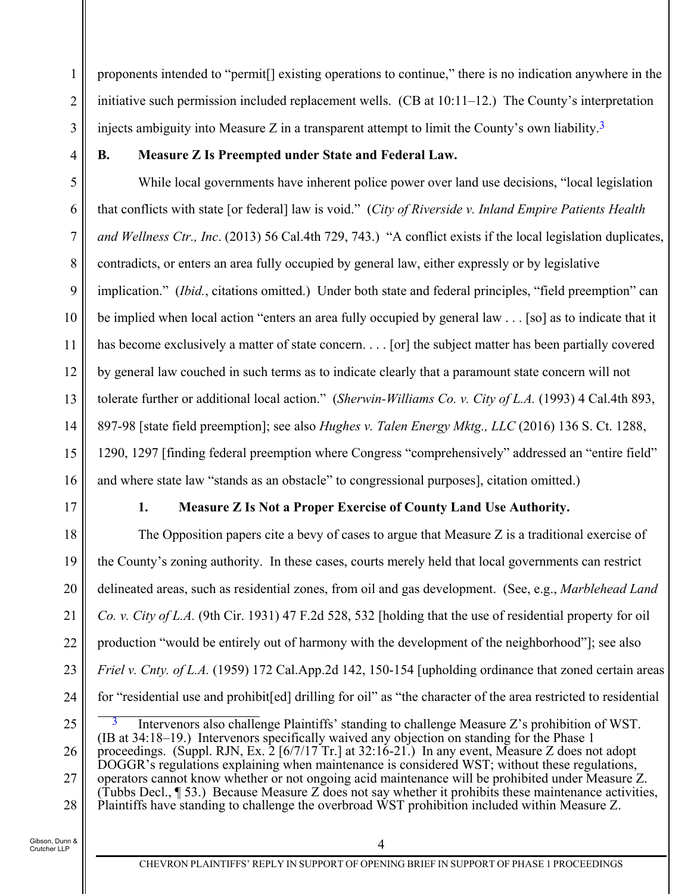proponents intended to "permit[] existing operations to continue," there is no indication anywhere in the initiative such permission included replacement wells. (CB at 10:11–12.) The County's interpretation injects ambiguity into Measure Z in a transparent attempt to limit the County's own liability.[3]

**B. Measure Z Is Preempted under State and Federal Law.**

While local governments have inherent police power over land use decisions, "local legislation that conflicts with state [or federal] law is void." (*City of Riverside v. Inland Empire Patients Health and Wellness Ctr., Inc*. (2013) 56 Cal.4th 729, 743.) "A conflict exists if the local legislation duplicates, contradicts, or enters an area fully occupied by general law, either expressly or by legislative implication." (*Ibid.*, citations omitted.) Under both state and federal principles, "field preemption" can be implied when local action "enters an area fully occupied by general law . . . [so] as to indicate that it has become exclusively a matter of state concern. . . . [or] the subject matter has been partially covered by general law couched in such terms as to indicate clearly that a paramount state concern will not tolerate further or additional local action." (*Sherwin-Williams Co. v. City of L.A.* (1993) 4 Cal.4th 893, 897-98 [state field preemption]; see also *Hughes v. Talen Energy Mktg., LLC* (2016) 136 S. Ct. 1288, 1290, 1297 [finding federal preemption where Congress "comprehensively" addressed an "entire field" and where state law "stands as an obstacle" to congressional purposes], citation omitted.)

**1. Measure Z Is Not a Proper Exercise of County Land Use Authority.**

The Opposition papers cite a bevy of cases to argue that Measure Z is a traditional exercise of the County's zoning authority. In these cases, courts merely held that local governments can restrict delineated areas, such as residential zones, from oil and gas development. (See, e.g., *Marblehead Land Co. v. City of L.A.* (9th Cir. 1931) 47 F.2d 528, 532 [holding that the use of residential property for oil production "would be entirely out of harmony with the development of the neighborhood"]; see also *Friel v. Cnty. of L.A.* (1959) 172 Cal.App.2d 142, 150-154 [upholding ordinance that zoned certain areas for "residential use and prohibit[ed] drilling for oil" as "the character of the area restricted to residential

---

[3] Intervenors also challenge Plaintiffs' standing to challenge Measure Z's prohibition of WST. (IB at 34:18–19.) Intervenors specifically waived any objection on standing for the Phase 1 proceedings. (Suppl. RJN, Ex. 2 [6/7/17 Tr.] at 32:16-21.) In any event, Measure Z does not adopt DOGGR's regulations explaining when maintenance is considered WST; without these regulations, operators cannot know whether or not ongoing acid maintenance will be prohibited under Measure Z. (Tubbs Decl., ¶ 53.) Because Measure Z does not say whether it prohibits these maintenance activities, Plaintiffs have standing to challenge the overbroad WST prohibition included within Measure Z.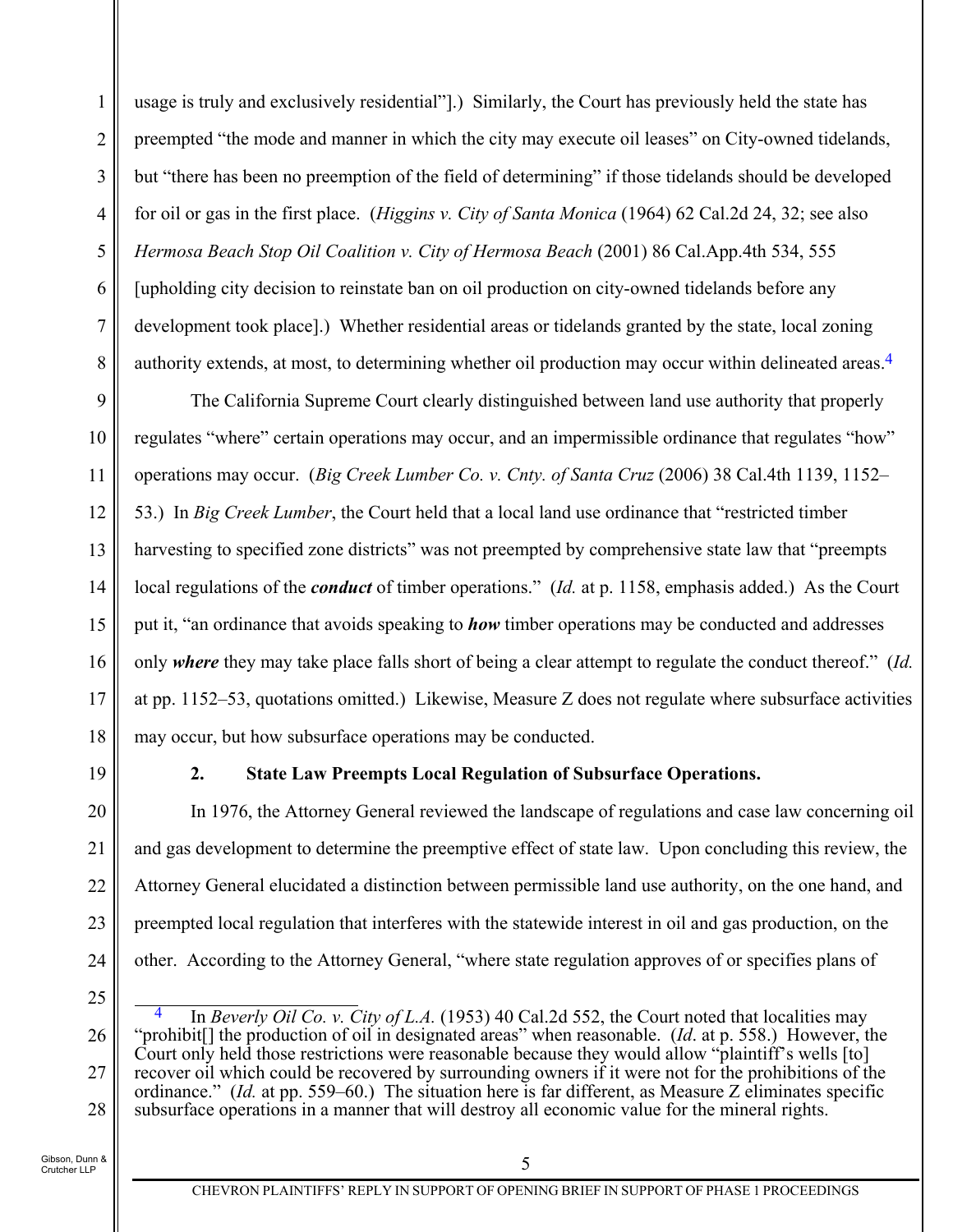usage is truly and exclusively residential"].) Similarly, the Court has previously held the state has preempted "the mode and manner in which the city may execute oil leases" on City-owned tidelands, but "there has been no preemption of the field of determining" if those tidelands should be developed for oil or gas in the first place. (*Higgins v. City of Santa Monica* (1964) 62 Cal.2d 24, 32; see also *Hermosa Beach Stop Oil Coalition v. City of Hermosa Beach* (2001) 86 Cal.App.4th 534, 555 [upholding city decision to reinstate ban on oil production on city-owned tidelands before any development took place].) Whether residential areas or tidelands granted by the state, local zoning authority extends, at most, to determining whether oil production may occur within delineated areas.[4]

The California Supreme Court clearly distinguished between land use authority that properly regulates "where" certain operations may occur, and an impermissible ordinance that regulates "how" operations may occur. (*Big Creek Lumber Co. v. Cnty. of Santa Cruz* (2006) 38 Cal.4th 1139, 1152–53.) In *Big Creek Lumber*, the Court held that a local land use ordinance that "restricted timber harvesting to specified zone districts" was not preempted by comprehensive state law that "preempts local regulations of the ***conduct*** of timber operations." (*Id.* at p. 1158, emphasis added.) As the Court put it, "an ordinance that avoids speaking to ***how*** timber operations may be conducted and addresses only ***where*** they may take place falls short of being a clear attempt to regulate the conduct thereof." (*Id.* at pp. 1152–53, quotations omitted.) Likewise, Measure Z does not regulate where subsurface activities may occur, but how subsurface operations may be conducted.

**2. State Law Preempts Local Regulation of Subsurface Operations.**

In 1976, the Attorney General reviewed the landscape of regulations and case law concerning oil and gas development to determine the preemptive effect of state law. Upon concluding this review, the Attorney General elucidated a distinction between permissible land use authority, on the one hand, and preempted local regulation that interferes with the statewide interest in oil and gas production, on the other. According to the Attorney General, "where state regulation approves of or specifies plans of

---

[4] In *Beverly Oil Co. v. City of L.A.* (1953) 40 Cal.2d 552, the Court noted that localities may "prohibit[] the production of oil in designated areas" when reasonable. (*Id*. at p. 558.) However, the Court only held those restrictions were reasonable because they would allow "plaintiff's wells [to] recover oil which could be recovered by surrounding owners if it were not for the prohibitions of the ordinance." (*Id.* at pp. 559–60.) The situation here is far different, as Measure Z eliminates specific subsurface operations in a manner that will destroy all economic value for the mineral rights.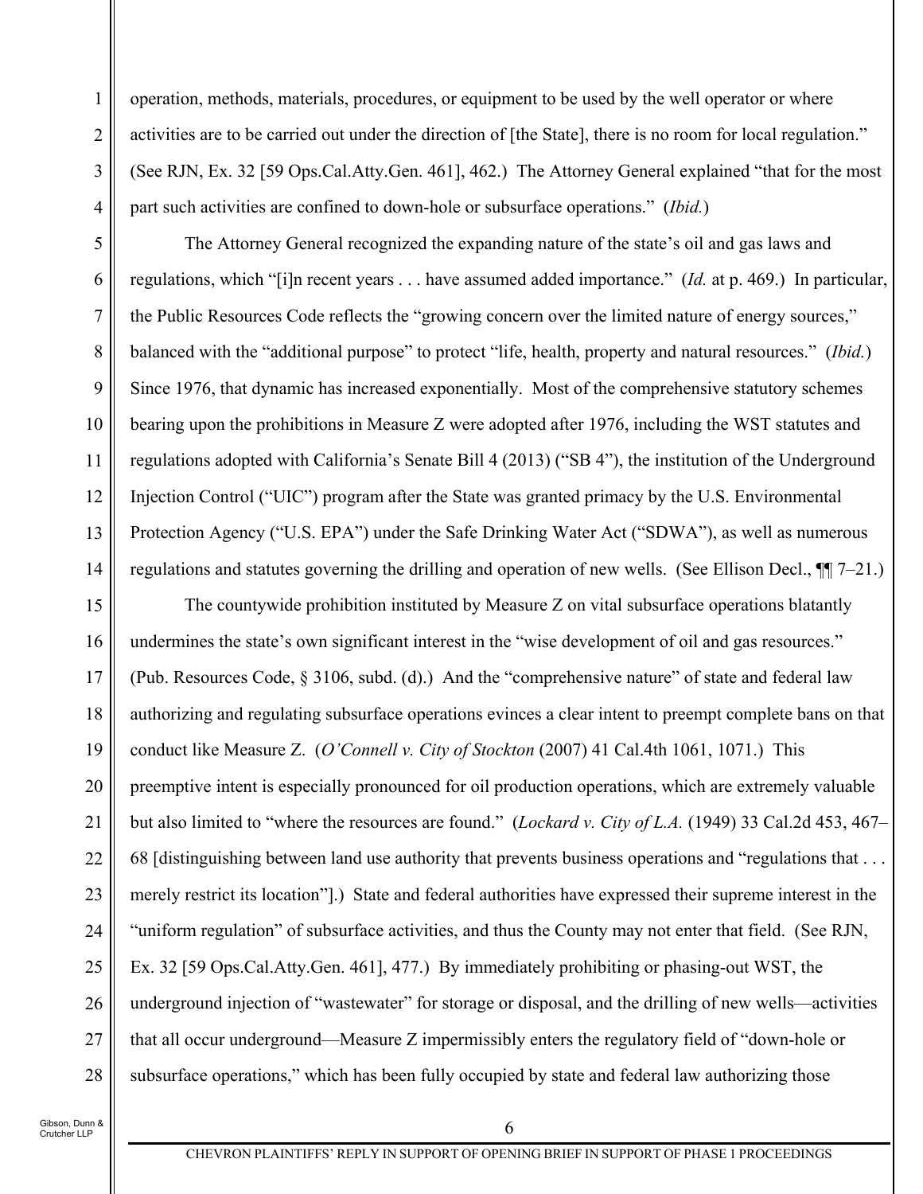operation, methods, materials, procedures, or equipment to be used by the well operator or where activities are to be carried out under the direction of [the State], there is no room for local regulation." (See RJN, Ex. 32 [59 Ops.Cal.Atty.Gen. 461], 462.) The Attorney General explained "that for the most part such activities are confined to down-hole or subsurface operations." (*Ibid.*)

The Attorney General recognized the expanding nature of the state's oil and gas laws and regulations, which "[i]n recent years . . . have assumed added importance." (*Id.* at p. 469.) In particular, the Public Resources Code reflects the "growing concern over the limited nature of energy sources," balanced with the "additional purpose" to protect "life, health, property and natural resources." (*Ibid.*) Since 1976, that dynamic has increased exponentially. Most of the comprehensive statutory schemes bearing upon the prohibitions in Measure Z were adopted after 1976, including the WST statutes and regulations adopted with California's Senate Bill 4 (2013) ("SB 4"), the institution of the Underground Injection Control ("UIC") program after the State was granted primacy by the U.S. Environmental Protection Agency ("U.S. EPA") under the Safe Drinking Water Act ("SDWA"), as well as numerous regulations and statutes governing the drilling and operation of new wells. (See Ellison Decl., ¶¶ 7–21.)

The countywide prohibition instituted by Measure Z on vital subsurface operations blatantly undermines the state's own significant interest in the "wise development of oil and gas resources." (Pub. Resources Code, § 3106, subd. (d).) And the "comprehensive nature" of state and federal law authorizing and regulating subsurface operations evinces a clear intent to preempt complete bans on that conduct like Measure Z. (*O'Connell v. City of Stockton* (2007) 41 Cal.4th 1061, 1071.) This preemptive intent is especially pronounced for oil production operations, which are extremely valuable but also limited to "where the resources are found." (*Lockard v. City of L.A.* (1949) 33 Cal.2d 453, 467–68 [distinguishing between land use authority that prevents business operations and "regulations that . . . merely restrict its location"].) State and federal authorities have expressed their supreme interest in the "uniform regulation" of subsurface activities, and thus the County may not enter that field. (See RJN, Ex. 32 [59 Ops.Cal.Atty.Gen. 461], 477.) By immediately prohibiting or phasing-out WST, the underground injection of "wastewater" for storage or disposal, and the drilling of new wells—activities that all occur underground—Measure Z impermissibly enters the regulatory field of "down-hole or subsurface operations," which has been fully occupied by state and federal law authorizing those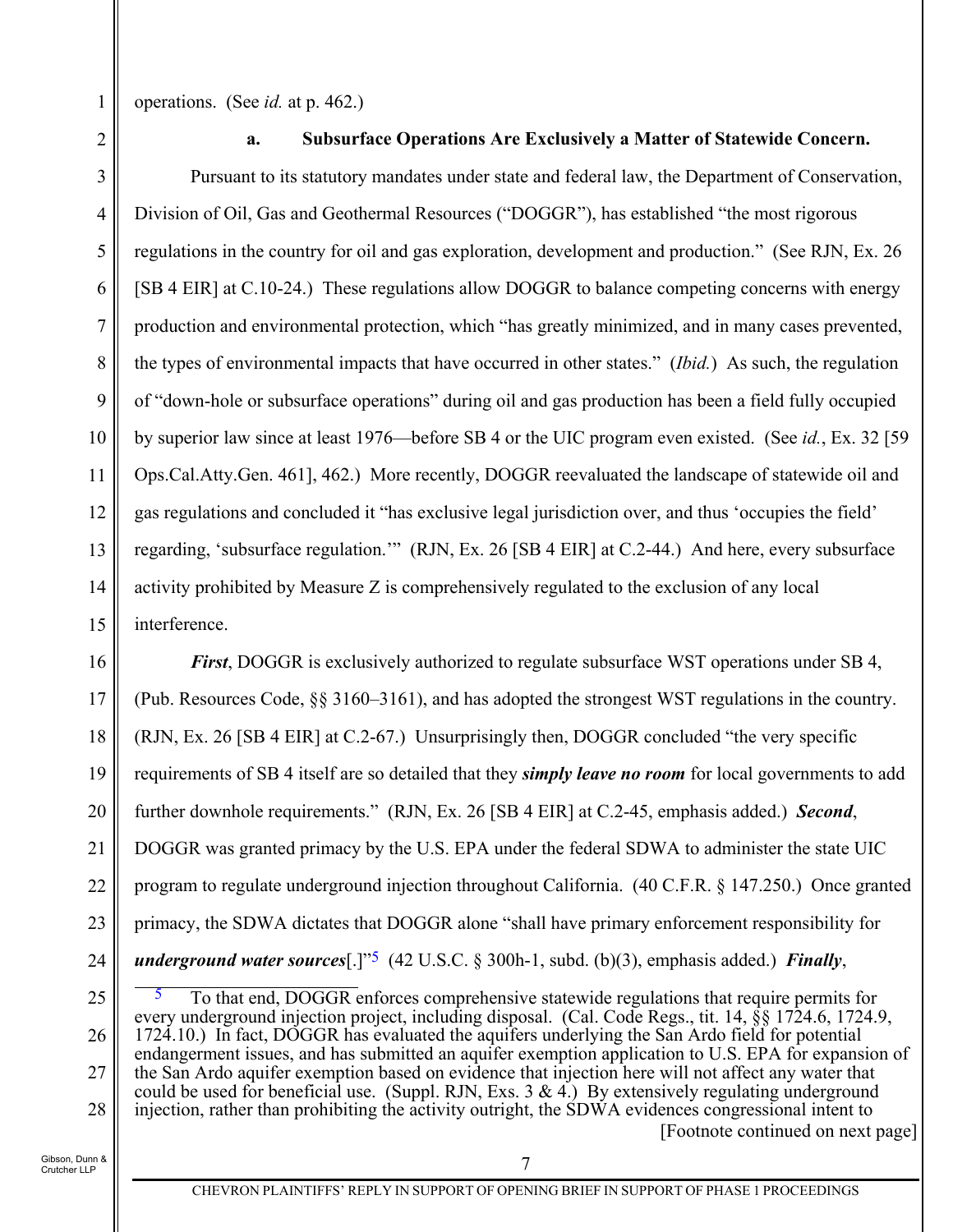operations. (See *id.* at p. 462.)

### a. Subsurface Operations Are Exclusively a Matter of Statewide Concern.

Pursuant to its statutory mandates under state and federal law, the Department of Conservation, Division of Oil, Gas and Geothermal Resources ("DOGGR"), has established "the most rigorous regulations in the country for oil and gas exploration, development and production." (See RJN, Ex. 26 [SB 4 EIR] at C.10-24.) These regulations allow DOGGR to balance competing concerns with energy production and environmental protection, which "has greatly minimized, and in many cases prevented, the types of environmental impacts that have occurred in other states." (*Ibid.*) As such, the regulation of "down-hole or subsurface operations" during oil and gas production has been a field fully occupied by superior law since at least 1976—before SB 4 or the UIC program even existed. (See *id.*, Ex. 32 [59 Ops.Cal.Atty.Gen. 461], 462.) More recently, DOGGR reevaluated the landscape of statewide oil and gas regulations and concluded it "has exclusive legal jurisdiction over, and thus 'occupies the field' regarding, 'subsurface regulation.'" (RJN, Ex. 26 [SB 4 EIR] at C.2-44.) And here, every subsurface activity prohibited by Measure Z is comprehensively regulated to the exclusion of any local interference.

***First***, DOGGR is exclusively authorized to regulate subsurface WST operations under SB 4, (Pub. Resources Code, §§ 3160–3161), and has adopted the strongest WST regulations in the country. (RJN, Ex. 26 [SB 4 EIR] at C.2-67.) Unsurprisingly then, DOGGR concluded "the very specific requirements of SB 4 itself are so detailed that they ***simply leave no room*** for local governments to add further downhole requirements." (RJN, Ex. 26 [SB 4 EIR] at C.2-45, emphasis added.) ***Second***, DOGGR was granted primacy by the U.S. EPA under the federal SDWA to administer the state UIC program to regulate underground injection throughout California. (40 C.F.R. § 147.250.) Once granted primacy, the SDWA dictates that DOGGR alone "shall have primary enforcement responsibility for ***underground water sources***[.]"[5] (42 U.S.C. § 300h-1, subd. (b)(3), emphasis added.) ***Finally***,

---

[5] To that end, DOGGR enforces comprehensive statewide regulations that require permits for every underground injection project, including disposal. (Cal. Code Regs., tit. 14, §§ 1724.6, 1724.9, 1724.10.) In fact, DOGGR has evaluated the aquifers underlying the San Ardo field for potential endangerment issues, and has submitted an aquifer exemption application to U.S. EPA for expansion of the San Ardo aquifer exemption based on evidence that injection here will not affect any water that could be used for beneficial use. (Suppl. RJN, Exs. 3 & 4.) By extensively regulating underground injection, rather than prohibiting the activity outright, the SDWA evidences congressional intent to

[Footnote continued on next page]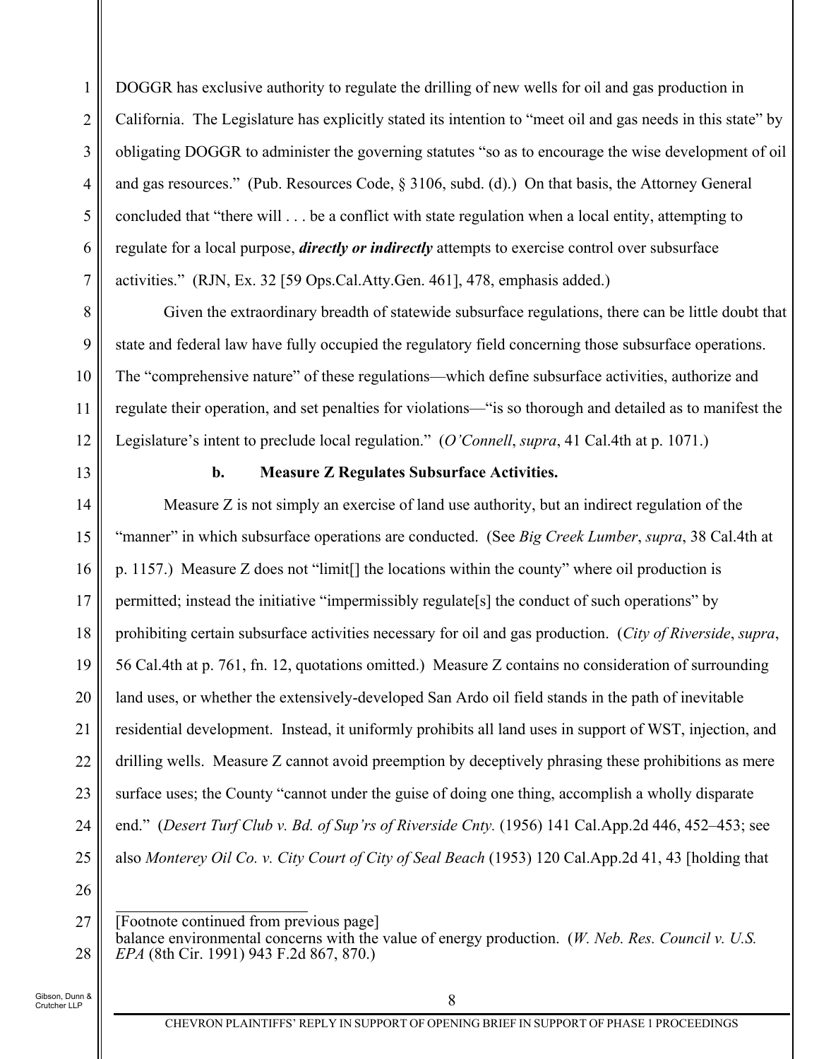DOGGR has exclusive authority to regulate the drilling of new wells for oil and gas production in California. The Legislature has explicitly stated its intention to "meet oil and gas needs in this state" by obligating DOGGR to administer the governing statutes "so as to encourage the wise development of oil and gas resources." (Pub. Resources Code, § 3106, subd. (d).) On that basis, the Attorney General concluded that "there will . . . be a conflict with state regulation when a local entity, attempting to regulate for a local purpose, ***directly or indirectly*** attempts to exercise control over subsurface activities." (RJN, Ex. 32 [59 Ops.Cal.Atty.Gen. 461], 478, emphasis added.)

Given the extraordinary breadth of statewide subsurface regulations, there can be little doubt that state and federal law have fully occupied the regulatory field concerning those subsurface operations. The "comprehensive nature" of these regulations—which define subsurface activities, authorize and regulate their operation, and set penalties for violations—"is so thorough and detailed as to manifest the Legislature's intent to preclude local regulation." (*O'Connell*, *supra*, 41 Cal.4th at p. 1071.)

#### b. Measure Z Regulates Subsurface Activities.

Measure Z is not simply an exercise of land use authority, but an indirect regulation of the "manner" in which subsurface operations are conducted. (See *Big Creek Lumber*, *supra*, 38 Cal.4th at p. 1157.) Measure Z does not "limit[] the locations within the county" where oil production is permitted; instead the initiative "impermissibly regulate[s] the conduct of such operations" by prohibiting certain subsurface activities necessary for oil and gas production. (*City of Riverside*, *supra*, 56 Cal.4th at p. 761, fn. 12, quotations omitted.) Measure Z contains no consideration of surrounding land uses, or whether the extensively-developed San Ardo oil field stands in the path of inevitable residential development. Instead, it uniformly prohibits all land uses in support of WST, injection, and drilling wells. Measure Z cannot avoid preemption by deceptively phrasing these prohibitions as mere surface uses; the County "cannot under the guise of doing one thing, accomplish a wholly disparate end." (*Desert Turf Club v. Bd. of Sup'rs of Riverside Cnty.* (1956) 141 Cal.App.2d 446, 452–453; see also *Monterey Oil Co. v. City Court of City of Seal Beach* (1953) 120 Cal.App.2d 41, 43 [holding that

---

[Footnote continued from previous page]
balance environmental concerns with the value of energy production. (*W. Neb. Res. Council v. U.S. EPA* (8th Cir. 1991) 943 F.2d 867, 870.)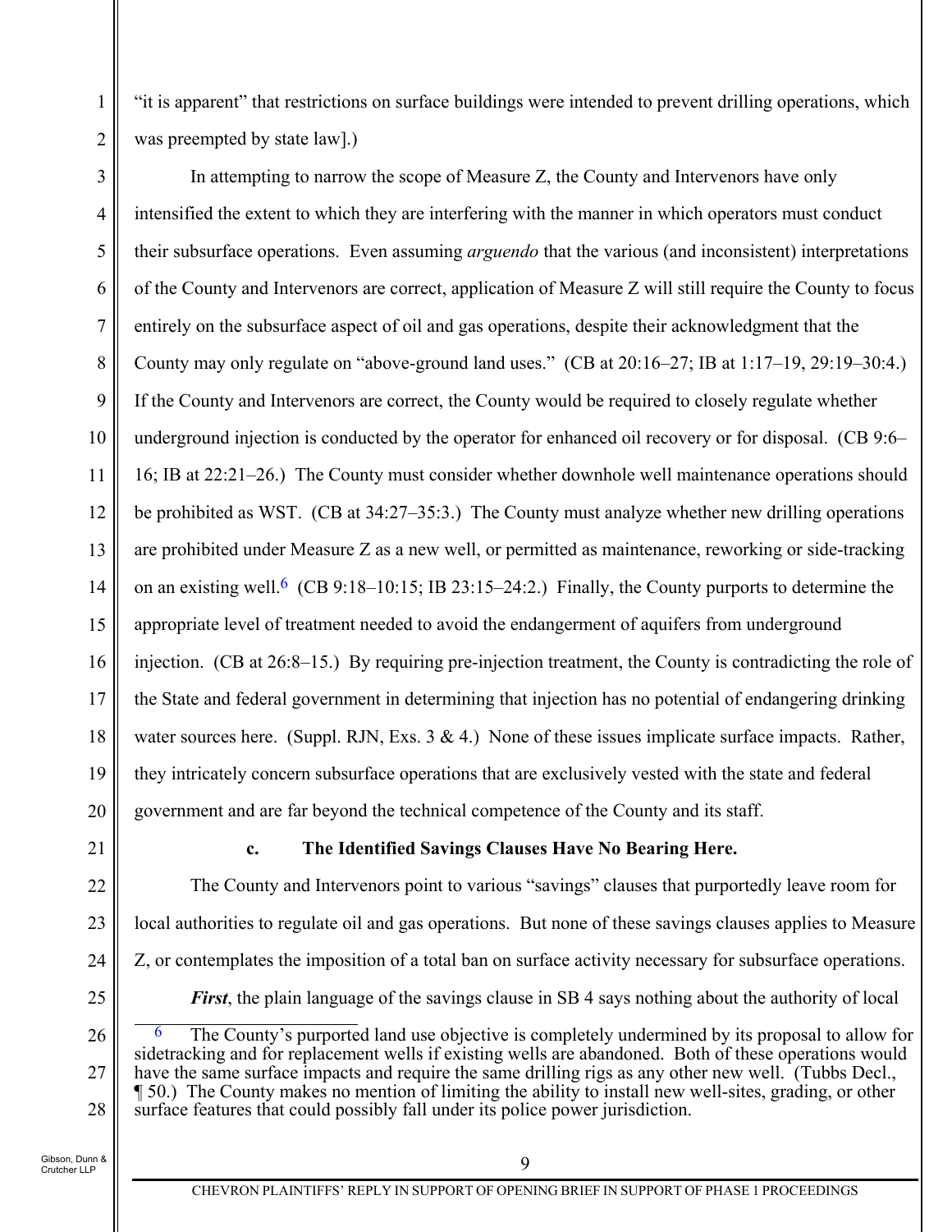"it is apparent" that restrictions on surface buildings were intended to prevent drilling operations, which was preempted by state law].)

In attempting to narrow the scope of Measure Z, the County and Intervenors have only intensified the extent to which they are interfering with the manner in which operators must conduct their subsurface operations. Even assuming *arguendo* that the various (and inconsistent) interpretations of the County and Intervenors are correct, application of Measure Z will still require the County to focus entirely on the subsurface aspect of oil and gas operations, despite their acknowledgment that the County may only regulate on "above-ground land uses." (CB at 20:16–27; IB at 1:17–19, 29:19–30:4.) If the County and Intervenors are correct, the County would be required to closely regulate whether underground injection is conducted by the operator for enhanced oil recovery or for disposal. (CB 9:6–16; IB at 22:21–26.) The County must consider whether downhole well maintenance operations should be prohibited as WST. (CB at 34:27–35:3.) The County must analyze whether new drilling operations are prohibited under Measure Z as a new well, or permitted as maintenance, reworking or side-tracking on an existing well.[6] (CB 9:18–10:15; IB 23:15–24:2.) Finally, the County purports to determine the appropriate level of treatment needed to avoid the endangerment of aquifers from underground injection. (CB at 26:8–15.) By requiring pre-injection treatment, the County is contradicting the role of the State and federal government in determining that injection has no potential of endangering drinking water sources here. (Suppl. RJN, Exs. 3 & 4.) None of these issues implicate surface impacts. Rather, they intricately concern subsurface operations that are exclusively vested with the state and federal government and are far beyond the technical competence of the County and its staff.

**c. The Identified Savings Clauses Have No Bearing Here.**

The County and Intervenors point to various "savings" clauses that purportedly leave room for local authorities to regulate oil and gas operations. But none of these savings clauses applies to Measure Z, or contemplates the imposition of a total ban on surface activity necessary for subsurface operations.

***First***, the plain language of the savings clause in SB 4 says nothing about the authority of local

---

[6] The County's purported land use objective is completely undermined by its proposal to allow for sidetracking and for replacement wells if existing wells are abandoned. Both of these operations would have the same surface impacts and require the same drilling rigs as any other new well. (Tubbs Decl., ¶ 50.) The County makes no mention of limiting the ability to install new well-sites, grading, or other surface features that could possibly fall under its police power jurisdiction.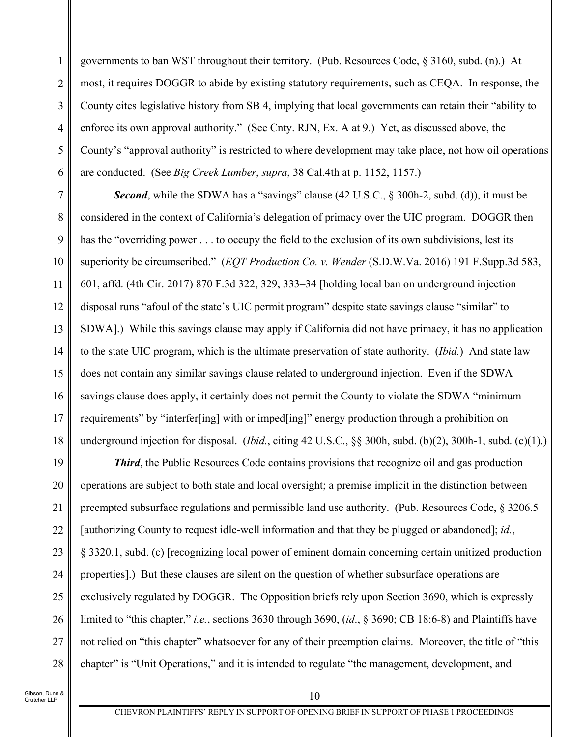governments to ban WST throughout their territory. (Pub. Resources Code, § 3160, subd. (n).) At most, it requires DOGGR to abide by existing statutory requirements, such as CEQA. In response, the County cites legislative history from SB 4, implying that local governments can retain their "ability to enforce its own approval authority." (See Cnty. RJN, Ex. A at 9.) Yet, as discussed above, the County's "approval authority" is restricted to where development may take place, not how oil operations are conducted. (See *Big Creek Lumber*, *supra*, 38 Cal.4th at p. 1152, 1157.)

***Second***, while the SDWA has a "savings" clause (42 U.S.C., § 300h-2, subd. (d)), it must be considered in the context of California's delegation of primacy over the UIC program. DOGGR then has the "overriding power . . . to occupy the field to the exclusion of its own subdivisions, lest its superiority be circumscribed." (*EQT Production Co. v. Wender* (S.D.W.Va. 2016) 191 F.Supp.3d 583, 601, affd. (4th Cir. 2017) 870 F.3d 322, 329, 333–34 [holding local ban on underground injection disposal runs "afoul of the state's UIC permit program" despite state savings clause "similar" to SDWA].) While this savings clause may apply if California did not have primacy, it has no application to the state UIC program, which is the ultimate preservation of state authority. (*Ibid.*) And state law does not contain any similar savings clause related to underground injection. Even if the SDWA savings clause does apply, it certainly does not permit the County to violate the SDWA "minimum requirements" by "interfer[ing] with or imped[ing]" energy production through a prohibition on underground injection for disposal. (*Ibid.*, citing 42 U.S.C., §§ 300h, subd. (b)(2), 300h-1, subd. (c)(1).)

***Third***, the Public Resources Code contains provisions that recognize oil and gas production operations are subject to both state and local oversight; a premise implicit in the distinction between preempted subsurface regulations and permissible land use authority. (Pub. Resources Code, § 3206.5 [authorizing County to request idle-well information and that they be plugged or abandoned]; *id.*, § 3320.1, subd. (c) [recognizing local power of eminent domain concerning certain unitized production properties].) But these clauses are silent on the question of whether subsurface operations are exclusively regulated by DOGGR. The Opposition briefs rely upon Section 3690, which is expressly limited to "this chapter," *i.e.*, sections 3630 through 3690, (*id*., § 3690; CB 18:6-8) and Plaintiffs have not relied on "this chapter" whatsoever for any of their preemption claims. Moreover, the title of "this chapter" is "Unit Operations," and it is intended to regulate "the management, development, and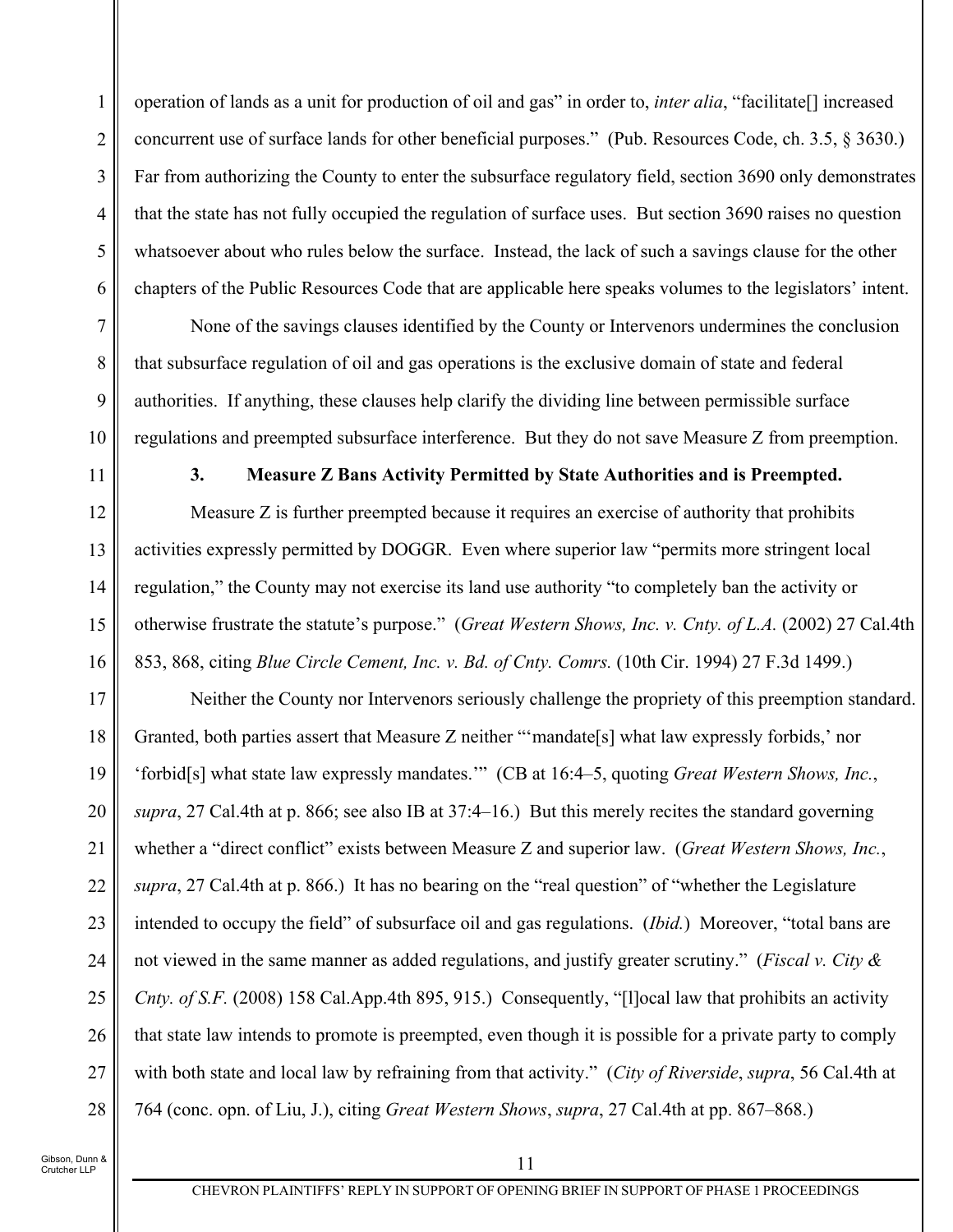operation of lands as a unit for production of oil and gas" in order to, *inter alia*, "facilitate[] increased concurrent use of surface lands for other beneficial purposes." (Pub. Resources Code, ch. 3.5, § 3630.) Far from authorizing the County to enter the subsurface regulatory field, section 3690 only demonstrates that the state has not fully occupied the regulation of surface uses. But section 3690 raises no question whatsoever about who rules below the surface. Instead, the lack of such a savings clause for the other chapters of the Public Resources Code that are applicable here speaks volumes to the legislators' intent.

None of the savings clauses identified by the County or Intervenors undermines the conclusion that subsurface regulation of oil and gas operations is the exclusive domain of state and federal authorities. If anything, these clauses help clarify the dividing line between permissible surface regulations and preempted subsurface interference. But they do not save Measure Z from preemption.

### 3. Measure Z Bans Activity Permitted by State Authorities and is Preempted.

Measure Z is further preempted because it requires an exercise of authority that prohibits activities expressly permitted by DOGGR. Even where superior law "permits more stringent local regulation," the County may not exercise its land use authority "to completely ban the activity or otherwise frustrate the statute's purpose." (*Great Western Shows, Inc. v. Cnty. of L.A.* (2002) 27 Cal.4th 853, 868, citing *Blue Circle Cement, Inc. v. Bd. of Cnty. Comrs.* (10th Cir. 1994) 27 F.3d 1499.)

Neither the County nor Intervenors seriously challenge the propriety of this preemption standard. Granted, both parties assert that Measure Z neither "'mandate[s] what law expressly forbids,' nor 'forbid[s] what state law expressly mandates.'" (CB at 16:4–5, quoting *Great Western Shows, Inc.*, *supra*, 27 Cal.4th at p. 866; see also IB at 37:4–16.) But this merely recites the standard governing whether a "direct conflict" exists between Measure Z and superior law. (*Great Western Shows, Inc.*, *supra*, 27 Cal.4th at p. 866.) It has no bearing on the "real question" of "whether the Legislature intended to occupy the field" of subsurface oil and gas regulations. (*Ibid.*) Moreover, "total bans are not viewed in the same manner as added regulations, and justify greater scrutiny." (*Fiscal v. City & Cnty. of S.F.* (2008) 158 Cal.App.4th 895, 915.) Consequently, "[l]ocal law that prohibits an activity that state law intends to promote is preempted, even though it is possible for a private party to comply with both state and local law by refraining from that activity." (*City of Riverside*, *supra*, 56 Cal.4th at 764 (conc. opn. of Liu, J.), citing *Great Western Shows*, *supra*, 27 Cal.4th at pp. 867–868.)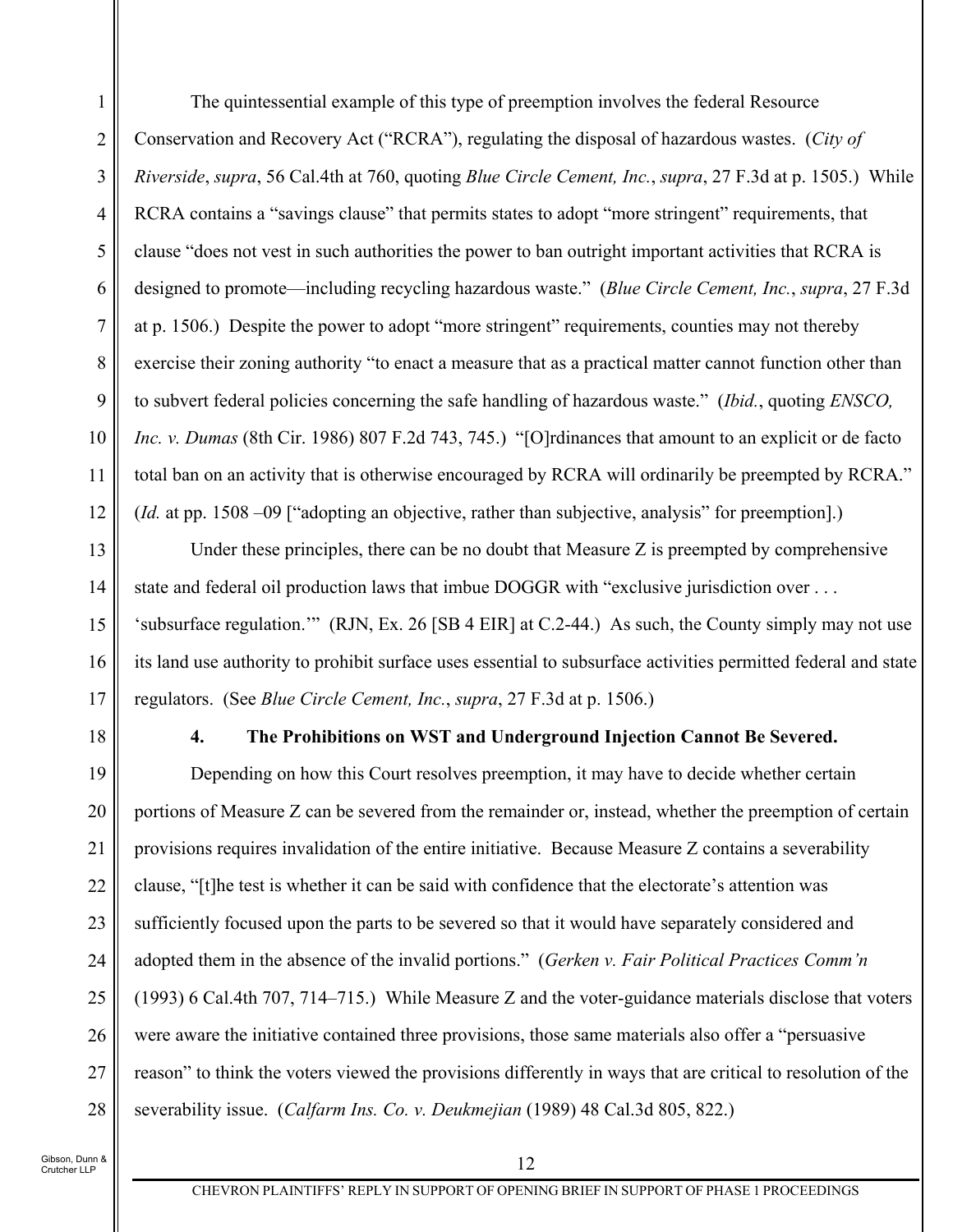The quintessential example of this type of preemption involves the federal Resource Conservation and Recovery Act ("RCRA"), regulating the disposal of hazardous wastes. (*City of Riverside*, *supra*, 56 Cal.4th at 760, quoting *Blue Circle Cement, Inc.*, *supra*, 27 F.3d at p. 1505.) While RCRA contains a "savings clause" that permits states to adopt "more stringent" requirements, that clause "does not vest in such authorities the power to ban outright important activities that RCRA is designed to promote—including recycling hazardous waste." (*Blue Circle Cement, Inc.*, *supra*, 27 F.3d at p. 1506.) Despite the power to adopt "more stringent" requirements, counties may not thereby exercise their zoning authority "to enact a measure that as a practical matter cannot function other than to subvert federal policies concerning the safe handling of hazardous waste." (*Ibid.*, quoting *ENSCO, Inc. v. Dumas* (8th Cir. 1986) 807 F.2d 743, 745.) "[O]rdinances that amount to an explicit or de facto total ban on an activity that is otherwise encouraged by RCRA will ordinarily be preempted by RCRA." (*Id.* at pp. 1508 –09 ["adopting an objective, rather than subjective, analysis" for preemption].)

Under these principles, there can be no doubt that Measure Z is preempted by comprehensive state and federal oil production laws that imbue DOGGR with "exclusive jurisdiction over . . . 'subsurface regulation.'" (RJN, Ex. 26 [SB 4 EIR] at C.2-44.) As such, the County simply may not use its land use authority to prohibit surface uses essential to subsurface activities permitted federal and state regulators. (See *Blue Circle Cement, Inc.*, *supra*, 27 F.3d at p. 1506.)

**4. The Prohibitions on WST and Underground Injection Cannot Be Severed.**

Depending on how this Court resolves preemption, it may have to decide whether certain portions of Measure Z can be severed from the remainder or, instead, whether the preemption of certain provisions requires invalidation of the entire initiative. Because Measure Z contains a severability clause, "[t]he test is whether it can be said with confidence that the electorate's attention was sufficiently focused upon the parts to be severed so that it would have separately considered and adopted them in the absence of the invalid portions." (*Gerken v. Fair Political Practices Comm'n* (1993) 6 Cal.4th 707, 714–715.) While Measure Z and the voter-guidance materials disclose that voters were aware the initiative contained three provisions, those same materials also offer a "persuasive reason" to think the voters viewed the provisions differently in ways that are critical to resolution of the severability issue. (*Calfarm Ins. Co. v. Deukmejian* (1989) 48 Cal.3d 805, 822.)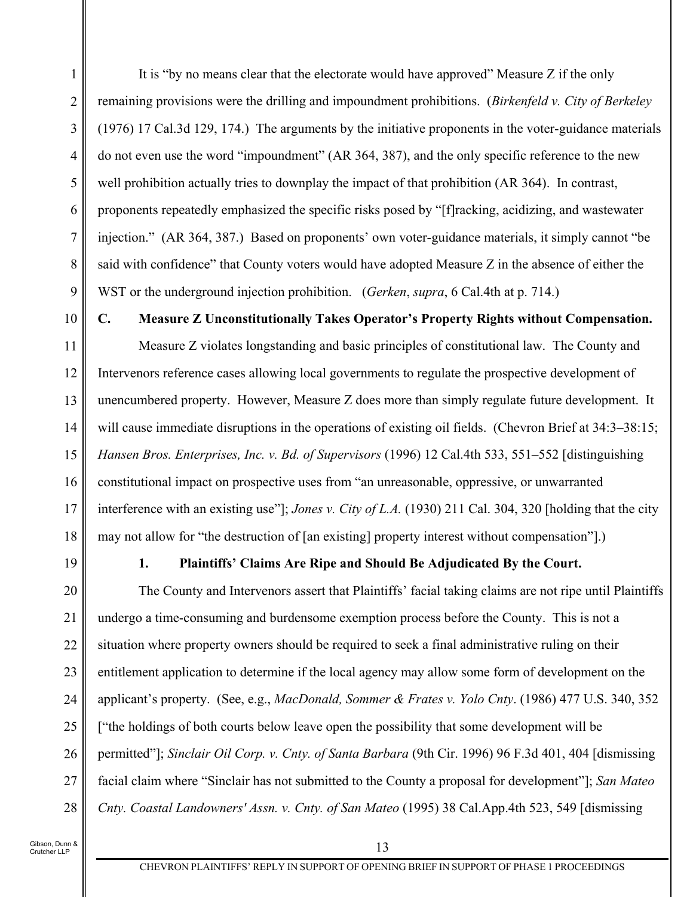It is "by no means clear that the electorate would have approved" Measure Z if the only remaining provisions were the drilling and impoundment prohibitions. (*Birkenfeld v. City of Berkeley* (1976) 17 Cal.3d 129, 174.) The arguments by the initiative proponents in the voter-guidance materials do not even use the word "impoundment" (AR 364, 387), and the only specific reference to the new well prohibition actually tries to downplay the impact of that prohibition (AR 364). In contrast, proponents repeatedly emphasized the specific risks posed by "[f]racking, acidizing, and wastewater injection." (AR 364, 387.) Based on proponents' own voter-guidance materials, it simply cannot "be said with confidence" that County voters would have adopted Measure Z in the absence of either the WST or the underground injection prohibition. (*Gerken*, *supra*, 6 Cal.4th at p. 714.)

### C. Measure Z Unconstitutionally Takes Operator's Property Rights without Compensation.

Measure Z violates longstanding and basic principles of constitutional law. The County and Intervenors reference cases allowing local governments to regulate the prospective development of unencumbered property. However, Measure Z does more than simply regulate future development. It will cause immediate disruptions in the operations of existing oil fields. (Chevron Brief at 34:3–38:15; *Hansen Bros. Enterprises, Inc. v. Bd. of Supervisors* (1996) 12 Cal.4th 533, 551–552 [distinguishing constitutional impact on prospective uses from "an unreasonable, oppressive, or unwarranted interference with an existing use"]; *Jones v. City of L.A.* (1930) 211 Cal. 304, 320 [holding that the city may not allow for "the destruction of [an existing] property interest without compensation"].)

#### 1. Plaintiffs' Claims Are Ripe and Should Be Adjudicated By the Court.

The County and Intervenors assert that Plaintiffs' facial taking claims are not ripe until Plaintiffs undergo a time-consuming and burdensome exemption process before the County. This is not a situation where property owners should be required to seek a final administrative ruling on their entitlement application to determine if the local agency may allow some form of development on the applicant's property. (See, e.g., *MacDonald, Sommer & Frates v. Yolo Cnty*. (1986) 477 U.S. 340, 352 ["the holdings of both courts below leave open the possibility that some development will be permitted"]; *Sinclair Oil Corp. v. Cnty. of Santa Barbara* (9th Cir. 1996) 96 F.3d 401, 404 [dismissing facial claim where "Sinclair has not submitted to the County a proposal for development"]; *San Mateo Cnty. Coastal Landowners' Assn. v. Cnty. of San Mateo* (1995) 38 Cal.App.4th 523, 549 [dismissing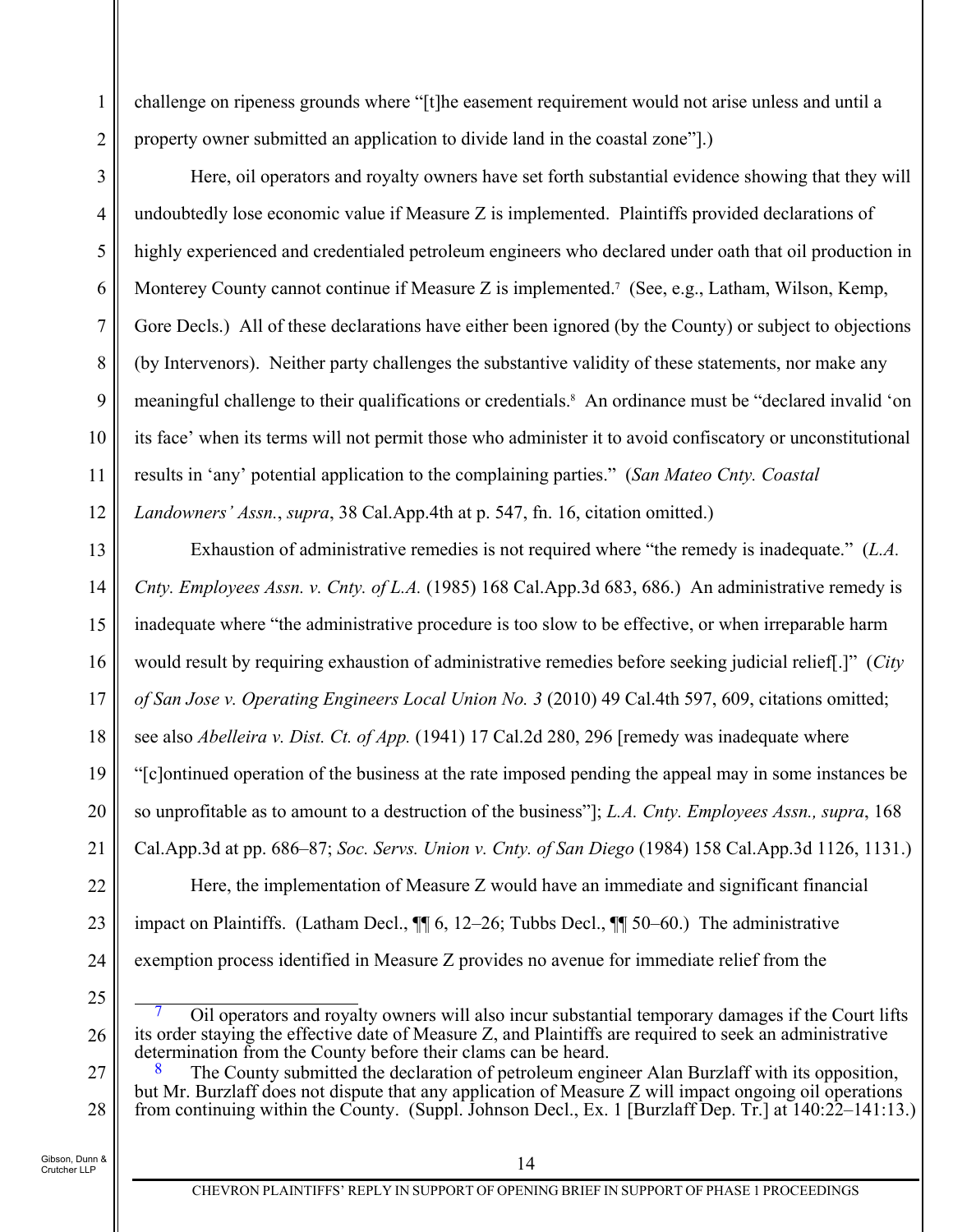challenge on ripeness grounds where "[t]he easement requirement would not arise unless and until a property owner submitted an application to divide land in the coastal zone"].)

Here, oil operators and royalty owners have set forth substantial evidence showing that they will undoubtedly lose economic value if Measure Z is implemented. Plaintiffs provided declarations of highly experienced and credentialed petroleum engineers who declared under oath that oil production in Monterey County cannot continue if Measure Z is implemented.[7] (See, e.g., Latham, Wilson, Kemp, Gore Decls.) All of these declarations have either been ignored (by the County) or subject to objections (by Intervenors). Neither party challenges the substantive validity of these statements, nor make any meaningful challenge to their qualifications or credentials.[8] An ordinance must be "declared invalid 'on its face' when its terms will not permit those who administer it to avoid confiscatory or unconstitutional results in 'any' potential application to the complaining parties." (*San Mateo Cnty. Coastal Landowners' Assn.*, *supra*, 38 Cal.App.4th at p. 547, fn. 16, citation omitted.)

Exhaustion of administrative remedies is not required where "the remedy is inadequate." (*L.A. Cnty. Employees Assn. v. Cnty. of L.A.* (1985) 168 Cal.App.3d 683, 686.) An administrative remedy is inadequate where "the administrative procedure is too slow to be effective, or when irreparable harm would result by requiring exhaustion of administrative remedies before seeking judicial relief[.]" (*City of San Jose v. Operating Engineers Local Union No. 3* (2010) 49 Cal.4th 597, 609, citations omitted; see also *Abelleira v. Dist. Ct. of App.* (1941) 17 Cal.2d 280, 296 [remedy was inadequate where "[c]ontinued operation of the business at the rate imposed pending the appeal may in some instances be so unprofitable as to amount to a destruction of the business"]; *L.A. Cnty. Employees Assn., supra*, 168 Cal.App.3d at pp. 686–87; *Soc. Servs. Union v. Cnty. of San Diego* (1984) 158 Cal.App.3d 1126, 1131.)

Here, the implementation of Measure Z would have an immediate and significant financial impact on Plaintiffs. (Latham Decl., ¶¶ 6, 12–26; Tubbs Decl., ¶¶ 50–60.) The administrative exemption process identified in Measure Z provides no avenue for immediate relief from the

---

[7] Oil operators and royalty owners will also incur substantial temporary damages if the Court lifts its order staying the effective date of Measure Z, and Plaintiffs are required to seek an administrative determination from the County before their clams can be heard.

[8] The County submitted the declaration of petroleum engineer Alan Burzlaff with its opposition, but Mr. Burzlaff does not dispute that any application of Measure Z will impact ongoing oil operations from continuing within the County. (Suppl. Johnson Decl., Ex. 1 [Burzlaff Dep. Tr.] at 140:22–141:13.)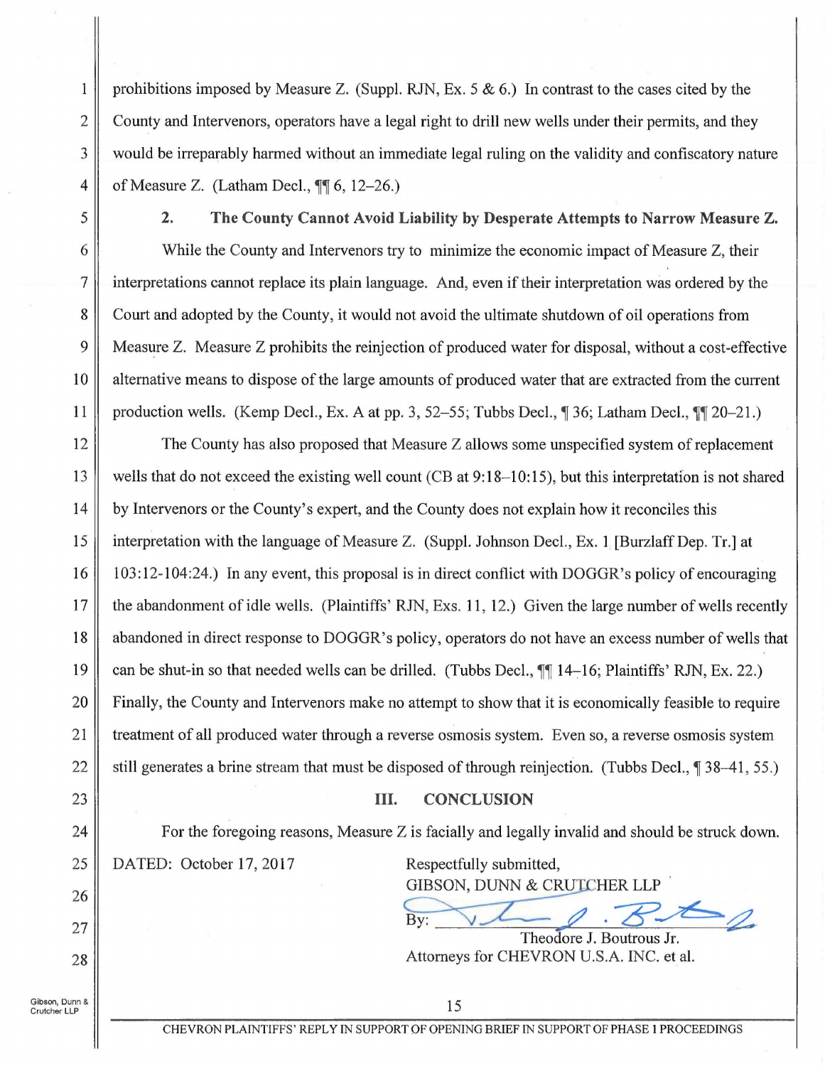prohibitions imposed by Measure Z. (Suppl. RJN, Ex. 5 & 6.) In contrast to the cases cited by the County and Intervenors, operators have a legal right to drill new wells under their permits, and they would be irreparably harmed without an immediate legal ruling on the validity and confiscatory nature of Measure Z. (Latham Decl., ¶¶ 6, 12–26.)

**2. The County Cannot Avoid Liability by Desperate Attempts to Narrow Measure Z.**

While the County and Intervenors try to minimize the economic impact of Measure Z, their interpretations cannot replace its plain language. And, even if their interpretation was ordered by the Court and adopted by the County, it would not avoid the ultimate shutdown of oil operations from Measure Z. Measure Z prohibits the reinjection of produced water for disposal, without a cost-effective alternative means to dispose of the large amounts of produced water that are extracted from the current production wells. (Kemp Decl., Ex. A at pp. 3, 52–55; Tubbs Decl., ¶ 36; Latham Decl., ¶¶ 20–21.)

The County has also proposed that Measure Z allows some unspecified system of replacement wells that do not exceed the existing well count (CB at 9:18–10:15), but this interpretation is not shared by Intervenors or the County's expert, and the County does not explain how it reconciles this interpretation with the language of Measure Z. (Suppl. Johnson Decl., Ex. 1 [Burzlaff Dep. Tr.] at 103:12-104:24.) In any event, this proposal is in direct conflict with DOGGR's policy of encouraging the abandonment of idle wells. (Plaintiffs' RJN, Exs. 11, 12.) Given the large number of wells recently abandoned in direct response to DOGGR's policy, operators do not have an excess number of wells that can be shut-in so that needed wells can be drilled. (Tubbs Decl., ¶¶ 14–16; Plaintiffs' RJN, Ex. 22.) Finally, the County and Intervenors make no attempt to show that it is economically feasible to require treatment of all produced water through a reverse osmosis system. Even so, a reverse osmosis system still generates a brine stream that must be disposed of through reinjection. (Tubbs Decl., ¶ 38–41, 55.)

## III. CONCLUSION

For the foregoing reasons, Measure Z is facially and legally invalid and should be struck down.

DATED: October 17, 2017

Respectfully submitted,
GIBSON, DUNN & CRUTCHER LLP

By: ________________________
Theodore J. Boutrous Jr.
Attorneys for CHEVRON U.S.A. INC. et al.

CHEVRON PLAINTIFFS' REPLY IN SUPPORT OF OPENING BRIEF IN SUPPORT OF PHASE 1 PROCEEDINGS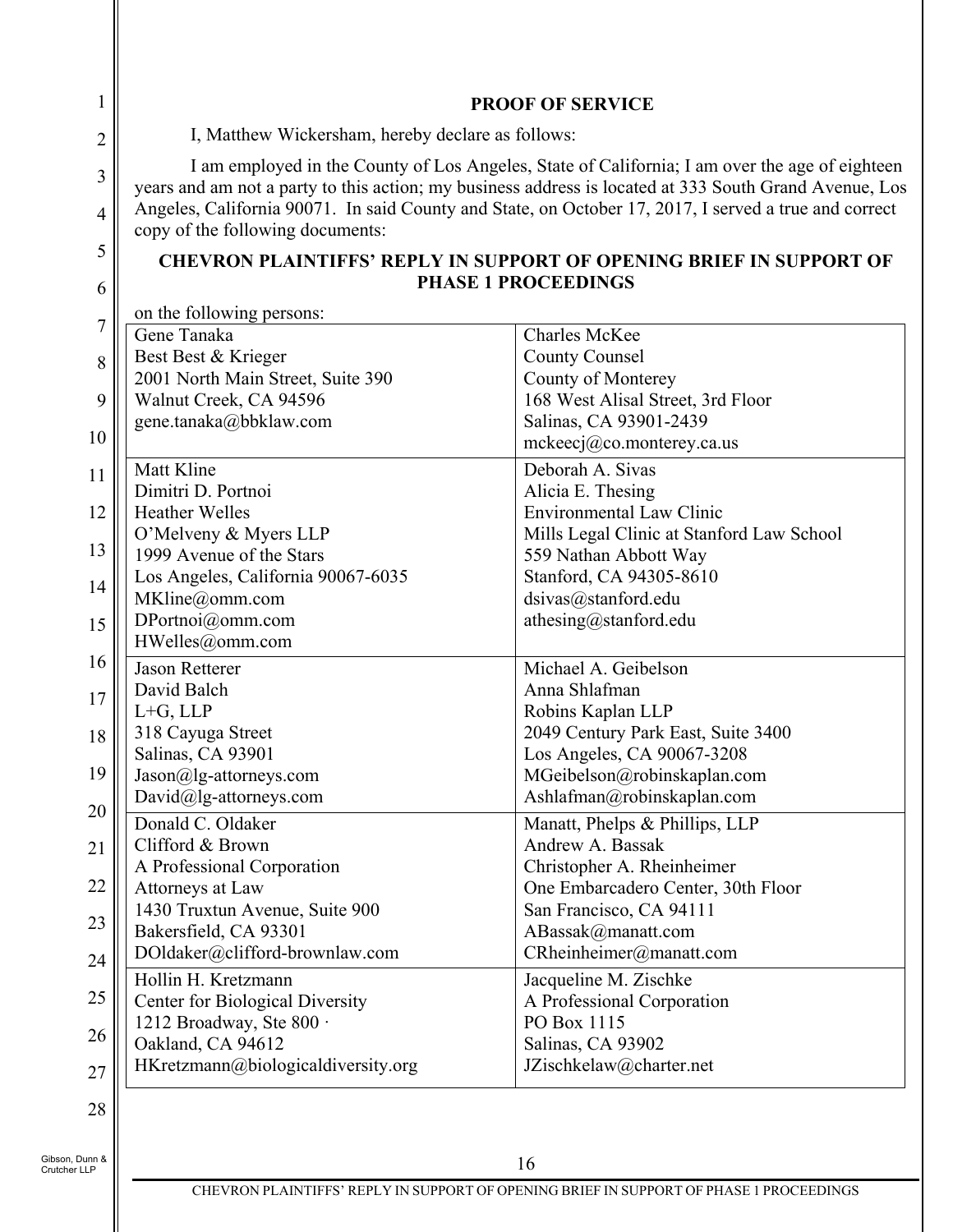## PROOF OF SERVICE

I, Matthew Wickersham, hereby declare as follows:

I am employed in the County of Los Angeles, State of California; I am over the age of eighteen years and am not a party to this action; my business address is located at 333 South Grand Avenue, Los Angeles, California 90071. In said County and State, on October 17, 2017, I served a true and correct copy of the following documents:

**CHEVRON PLAINTIFFS' REPLY IN SUPPORT OF OPENING BRIEF IN SUPPORT OF PHASE 1 PROCEEDINGS**

on the following persons:

| | |
|---|---|
| Gene Tanaka<br>Best Best & Krieger<br>2001 North Main Street, Suite 390<br>Walnut Creek, CA 94596<br>gene.tanaka@bbklaw.com | Charles McKee<br>County Counsel<br>County of Monterey<br>168 West Alisal Street, 3rd Floor<br>Salinas, CA 93901-2439<br>mckeecj@co.monterey.ca.us |
| Matt Kline<br>Dimitri D. Portnoi<br>Heather Welles<br>O'Melveny & Myers LLP<br>1999 Avenue of the Stars<br>Los Angeles, California 90067-6035<br>MKline@omm.com<br>DPortnoi@omm.com<br>HWelles@omm.com | Deborah A. Sivas<br>Alicia E. Thesing<br>Environmental Law Clinic<br>Mills Legal Clinic at Stanford Law School<br>559 Nathan Abbott Way<br>Stanford, CA 94305-8610<br>dsivas@stanford.edu<br>athesing@stanford.edu |
| Jason Retterer<br>David Balch<br>L+G, LLP<br>318 Cayuga Street<br>Salinas, CA 93901<br>Jason@lg-attorneys.com<br>David@lg-attorneys.com | Michael A. Geibelson<br>Anna Shlafman<br>Robins Kaplan LLP<br>2049 Century Park East, Suite 3400<br>Los Angeles, CA 90067-3208<br>MGeibelson@robinskaplan.com<br>Ashlafman@robinskaplan.com |
| Donald C. Oldaker<br>Clifford & Brown<br>A Professional Corporation<br>Attorneys at Law<br>1430 Truxtun Avenue, Suite 900<br>Bakersfield, CA 93301<br>DOldaker@clifford-brownlaw.com | Manatt, Phelps & Phillips, LLP<br>Andrew A. Bassak<br>Christopher A. Rheinheimer<br>One Embarcadero Center, 30th Floor<br>San Francisco, CA 94111<br>ABassak@manatt.com<br>CRheinheimer@manatt.com |
| Hollin H. Kretzmann<br>Center for Biological Diversity<br>1212 Broadway, Ste 800 ·<br>Oakland, CA 94612<br>HKretzmann@biologicaldiversity.org | Jacqueline M. Zischke<br>A Professional Corporation<br>PO Box 1115<br>Salinas, CA 93902<br>JZischkelaw@charter.net |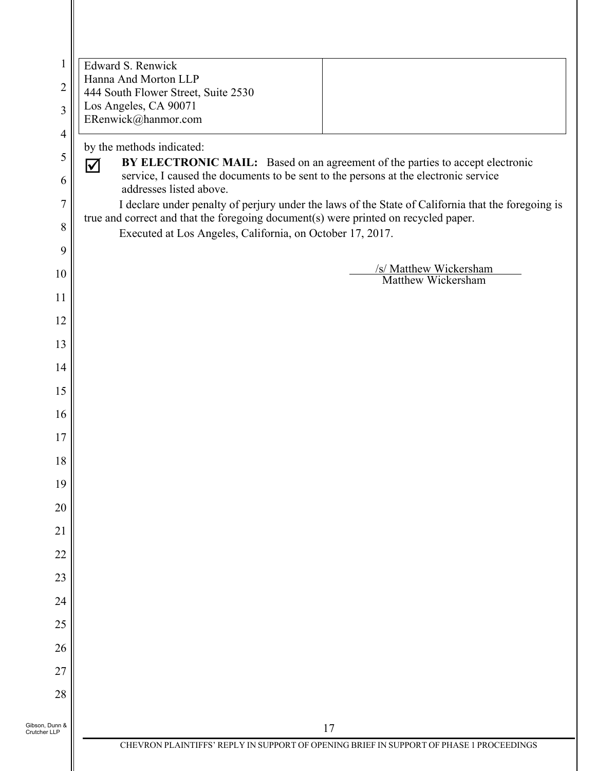| | |
|---|---|
| Edward S. Renwick<br>Hanna And Morton LLP<br>444 South Flower Street, Suite 2530<br>Los Angeles, CA 90071<br>ERenwick@hanmor.com | |

by the methods indicated:

☑ **BY ELECTRONIC MAIL:** Based on an agreement of the parties to accept electronic service, I caused the documents to be sent to the persons at the electronic service addresses listed above.

I declare under penalty of perjury under the laws of the State of California that the foregoing is true and correct and that the foregoing document(s) were printed on recycled paper.

Executed at Los Angeles, California, on October 17, 2017.

/s/ Matthew Wickersham
Matthew Wickersham